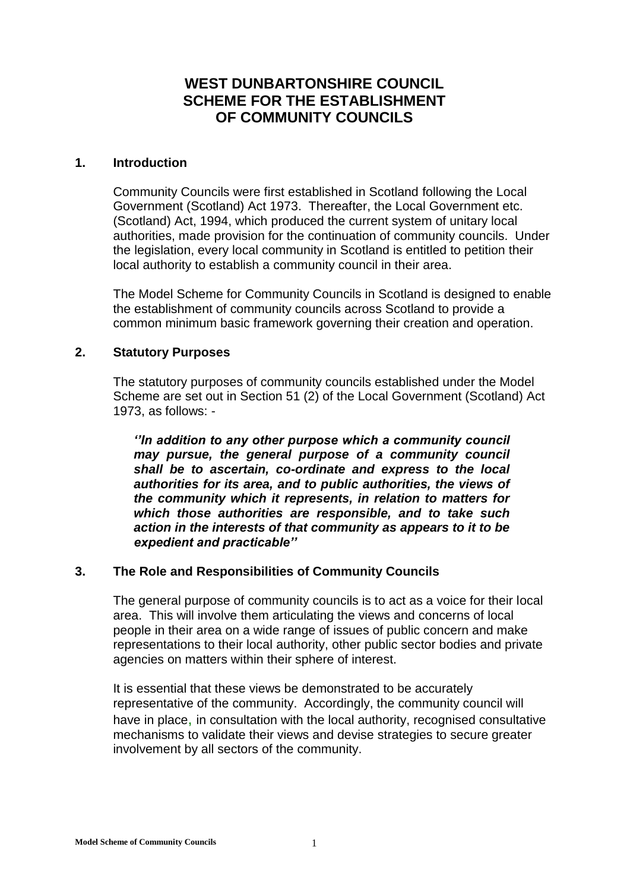# WEST DUNBARTONSHIRE COUNCIL SCHEME FOR THE ESTABLISHMENT OF COMMUNITY COUNCILS

## 1. Introduction

Community Councils were first established in Scotland following the Local Government (Scotland) Act 1973. Thereafter, the Local Government etc. (Scotland) Act, 1994, which produced the current system of unitary local authorities, made provision for the continuation of community councils. Under the legislation, every local community in Scotland is entitled to petition their local authority to establish a community council in their area.

The Model Scheme for Community Councils in Scotland is designed to enable the establishment of community councils across Scotland to provide a common minimum basic framework governing their creation and operation.

## 2. Statutory Purposes

The statutory purposes of community councils established under the Model Scheme are set out in Section 51 (2) of the Local Government (Scotland) Act 1973, as follows: -

> ***''In addition to any other purpose which a community council may pursue, the general purpose of a community council shall be to ascertain, co-ordinate and express to the local authorities for its area, and to public authorities, the views of the community which it represents, in relation to matters for which those authorities are responsible, and to take such action in the interests of that community as appears to it to be expedient and practicable''***

## 3. The Role and Responsibilities of Community Councils

The general purpose of community councils is to act as a voice for their local area. This will involve them articulating the views and concerns of local people in their area on a wide range of issues of public concern and make representations to their local authority, other public sector bodies and private agencies on matters within their sphere of interest.

It is essential that these views be demonstrated to be accurately representative of the community. Accordingly, the community council will have in place, in consultation with the local authority, recognised consultative mechanisms to validate their views and devise strategies to secure greater involvement by all sectors of the community.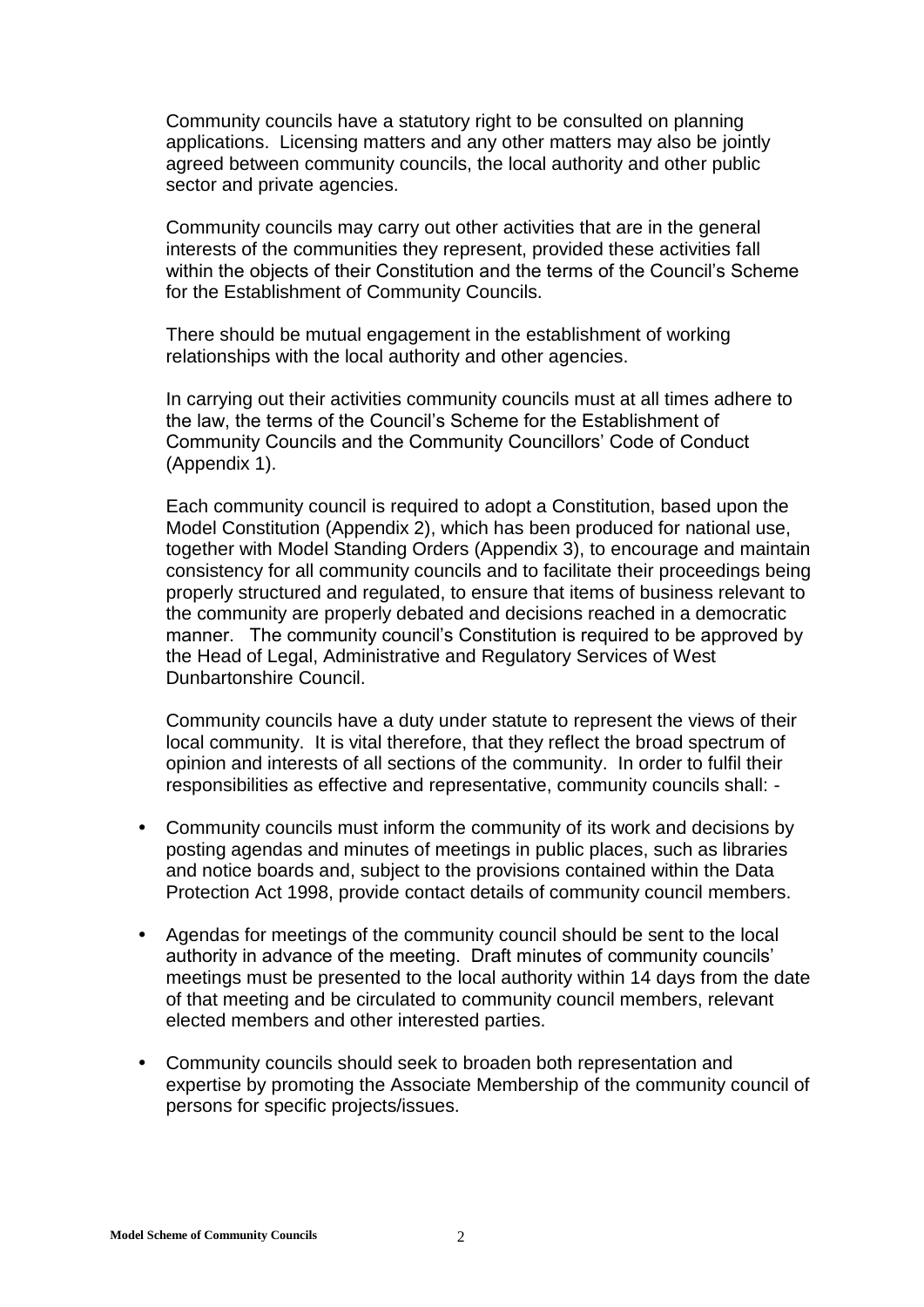Community councils have a statutory right to be consulted on planning applications. Licensing matters and any other matters may also be jointly agreed between community councils, the local authority and other public sector and private agencies.

Community councils may carry out other activities that are in the general interests of the communities they represent, provided these activities fall within the objects of their Constitution and the terms of the Council's Scheme for the Establishment of Community Councils.

There should be mutual engagement in the establishment of working relationships with the local authority and other agencies.

In carrying out their activities community councils must at all times adhere to the law, the terms of the Council's Scheme for the Establishment of Community Councils and the Community Councillors' Code of Conduct (Appendix 1).

Each community council is required to adopt a Constitution, based upon the Model Constitution (Appendix 2), which has been produced for national use, together with Model Standing Orders (Appendix 3), to encourage and maintain consistency for all community councils and to facilitate their proceedings being properly structured and regulated, to ensure that items of business relevant to the community are properly debated and decisions reached in a democratic manner. The community council's Constitution is required to be approved by the Head of Legal, Administrative and Regulatory Services of West Dunbartonshire Council.

Community councils have a duty under statute to represent the views of their local community. It is vital therefore, that they reflect the broad spectrum of opinion and interests of all sections of the community. In order to fulfil their responsibilities as effective and representative, community councils shall: -

- Community councils must inform the community of its work and decisions by posting agendas and minutes of meetings in public places, such as libraries and notice boards and, subject to the provisions contained within the Data Protection Act 1998, provide contact details of community council members.
- Agendas for meetings of the community council should be sent to the local authority in advance of the meeting. Draft minutes of community councils' meetings must be presented to the local authority within 14 days from the date of that meeting and be circulated to community council members, relevant elected members and other interested parties.
- Community councils should seek to broaden both representation and expertise by promoting the Associate Membership of the community council of persons for specific projects/issues.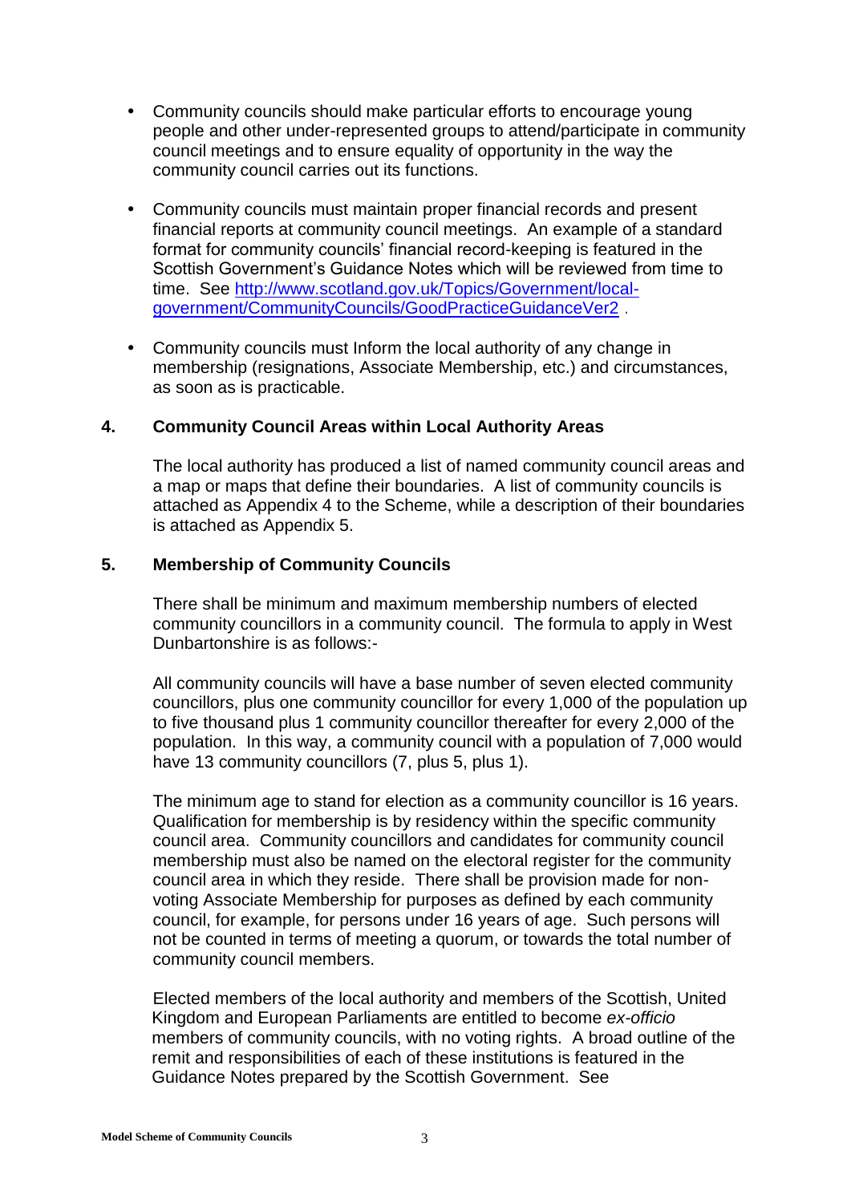- Community councils should make particular efforts to encourage young people and other under-represented groups to attend/participate in community council meetings and to ensure equality of opportunity in the way the community council carries out its functions.

- Community councils must maintain proper financial records and present financial reports at community council meetings. An example of a standard format for community councils' financial record-keeping is featured in the Scottish Government's Guidance Notes which will be reviewed from time to time. See http://www.scotland.gov.uk/Topics/Government/local-government/CommunityCouncils/GoodPracticeGuidanceVer2 .

- Community councils must Inform the local authority of any change in membership (resignations, Associate Membership, etc.) and circumstances, as soon as is practicable.

## 4. Community Council Areas within Local Authority Areas

The local authority has produced a list of named community council areas and a map or maps that define their boundaries. A list of community councils is attached as Appendix 4 to the Scheme, while a description of their boundaries is attached as Appendix 5.

## 5. Membership of Community Councils

There shall be minimum and maximum membership numbers of elected community councillors in a community council. The formula to apply in West Dunbartonshire is as follows:-

All community councils will have a base number of seven elected community councillors, plus one community councillor for every 1,000 of the population up to five thousand plus 1 community councillor thereafter for every 2,000 of the population. In this way, a community council with a population of 7,000 would have 13 community councillors (7, plus 5, plus 1).

The minimum age to stand for election as a community councillor is 16 years. Qualification for membership is by residency within the specific community council area. Community councillors and candidates for community council membership must also be named on the electoral register for the community council area in which they reside. There shall be provision made for non-voting Associate Membership for purposes as defined by each community council, for example, for persons under 16 years of age. Such persons will not be counted in terms of meeting a quorum, or towards the total number of community council members.

Elected members of the local authority and members of the Scottish, United Kingdom and European Parliaments are entitled to become *ex-officio* members of community councils, with no voting rights. A broad outline of the remit and responsibilities of each of these institutions is featured in the Guidance Notes prepared by the Scottish Government. See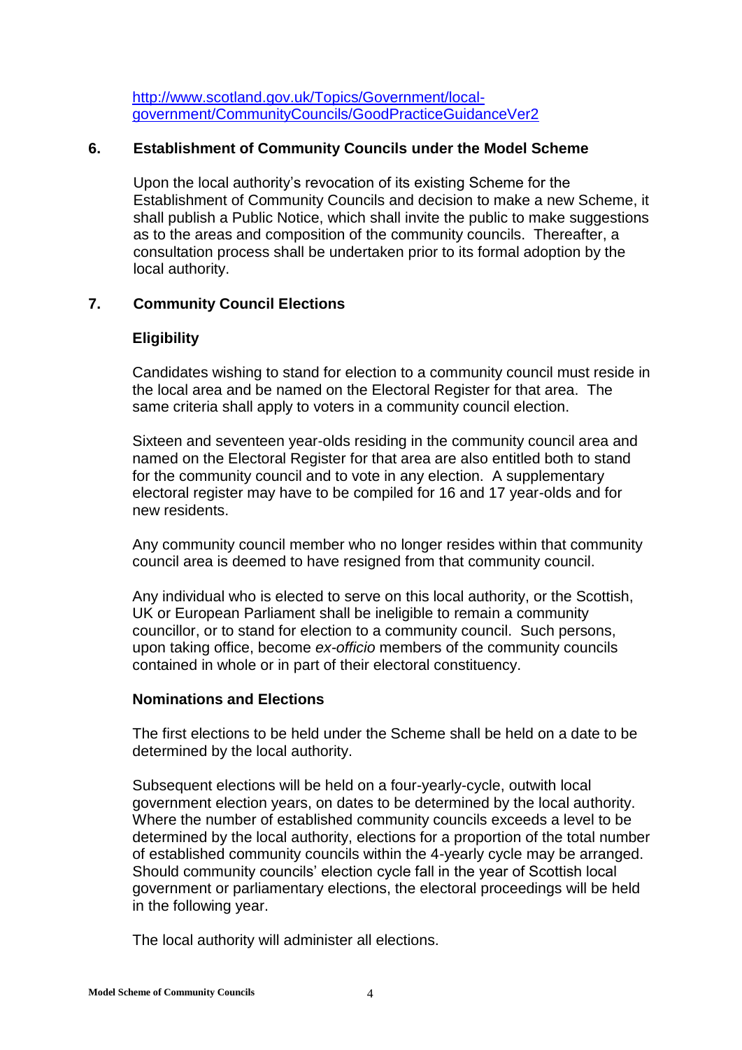http://www.scotland.gov.uk/Topics/Government/local-government/CommunityCouncils/GoodPracticeGuidanceVer2

## 6. Establishment of Community Councils under the Model Scheme

Upon the local authority's revocation of its existing Scheme for the Establishment of Community Councils and decision to make a new Scheme, it shall publish a Public Notice, which shall invite the public to make suggestions as to the areas and composition of the community councils. Thereafter, a consultation process shall be undertaken prior to its formal adoption by the local authority.

## 7. Community Council Elections

### Eligibility

Candidates wishing to stand for election to a community council must reside in the local area and be named on the Electoral Register for that area. The same criteria shall apply to voters in a community council election.

Sixteen and seventeen year-olds residing in the community council area and named on the Electoral Register for that area are also entitled both to stand for the community council and to vote in any election. A supplementary electoral register may have to be compiled for 16 and 17 year-olds and for new residents.

Any community council member who no longer resides within that community council area is deemed to have resigned from that community council.

Any individual who is elected to serve on this local authority, or the Scottish, UK or European Parliament shall be ineligible to remain a community councillor, or to stand for election to a community council. Such persons, upon taking office, become *ex-officio* members of the community councils contained in whole or in part of their electoral constituency.

### Nominations and Elections

The first elections to be held under the Scheme shall be held on a date to be determined by the local authority.

Subsequent elections will be held on a four-yearly-cycle, outwith local government election years, on dates to be determined by the local authority. Where the number of established community councils exceeds a level to be determined by the local authority, elections for a proportion of the total number of established community councils within the 4-yearly cycle may be arranged. Should community councils' election cycle fall in the year of Scottish local government or parliamentary elections, the electoral proceedings will be held in the following year.

The local authority will administer all elections.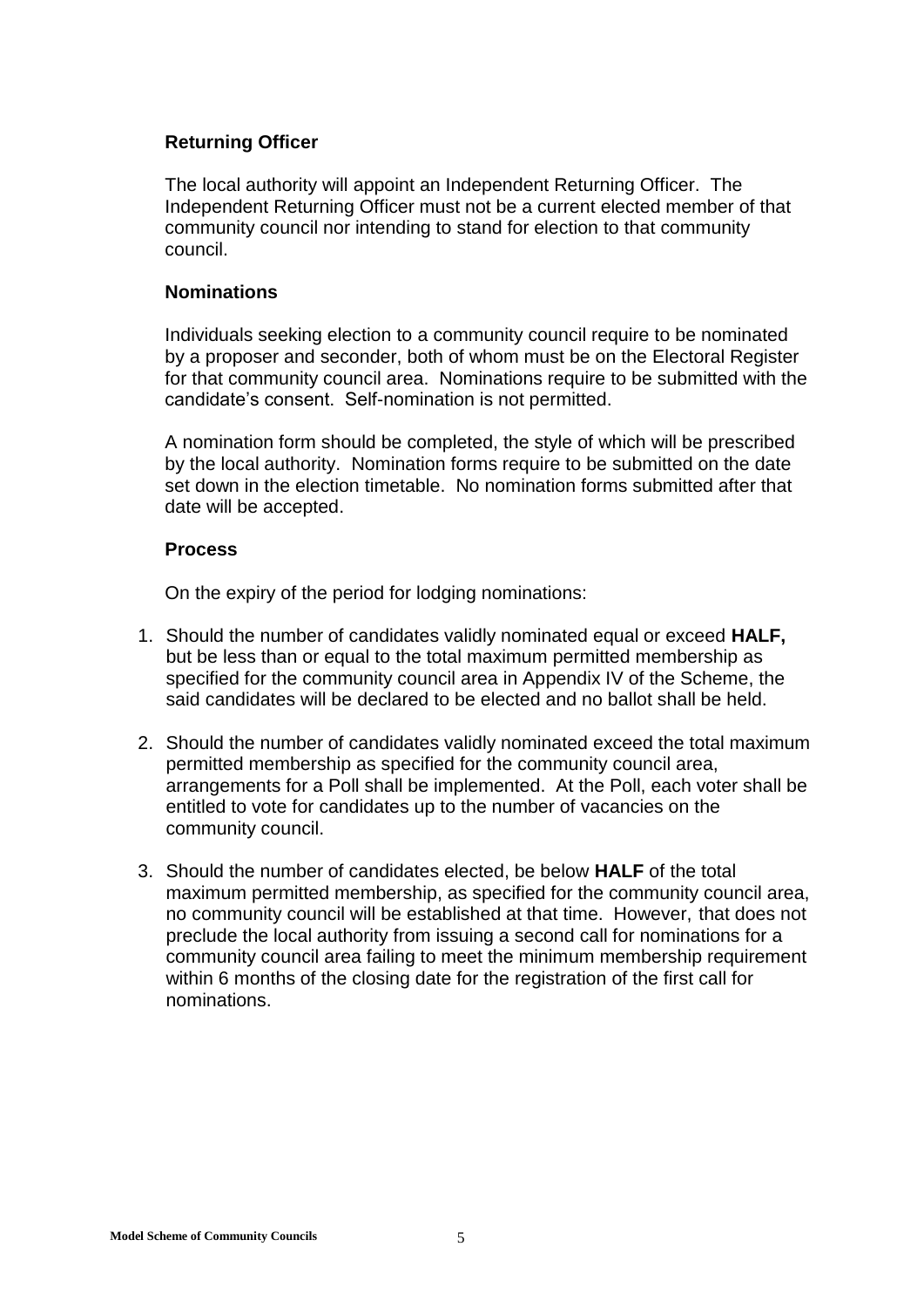### Returning Officer

The local authority will appoint an Independent Returning Officer. The Independent Returning Officer must not be a current elected member of that community council nor intending to stand for election to that community council.

### Nominations

Individuals seeking election to a community council require to be nominated by a proposer and seconder, both of whom must be on the Electoral Register for that community council area. Nominations require to be submitted with the candidate's consent. Self-nomination is not permitted.

A nomination form should be completed, the style of which will be prescribed by the local authority. Nomination forms require to be submitted on the date set down in the election timetable. No nomination forms submitted after that date will be accepted.

### Process

On the expiry of the period for lodging nominations:

1. Should the number of candidates validly nominated equal or exceed **HALF,** but be less than or equal to the total maximum permitted membership as specified for the community council area in Appendix IV of the Scheme, the said candidates will be declared to be elected and no ballot shall be held.

2. Should the number of candidates validly nominated exceed the total maximum permitted membership as specified for the community council area, arrangements for a Poll shall be implemented. At the Poll, each voter shall be entitled to vote for candidates up to the number of vacancies on the community council.

3. Should the number of candidates elected, be below **HALF** of the total maximum permitted membership, as specified for the community council area, no community council will be established at that time. However, that does not preclude the local authority from issuing a second call for nominations for a community council area failing to meet the minimum membership requirement within 6 months of the closing date for the registration of the first call for nominations.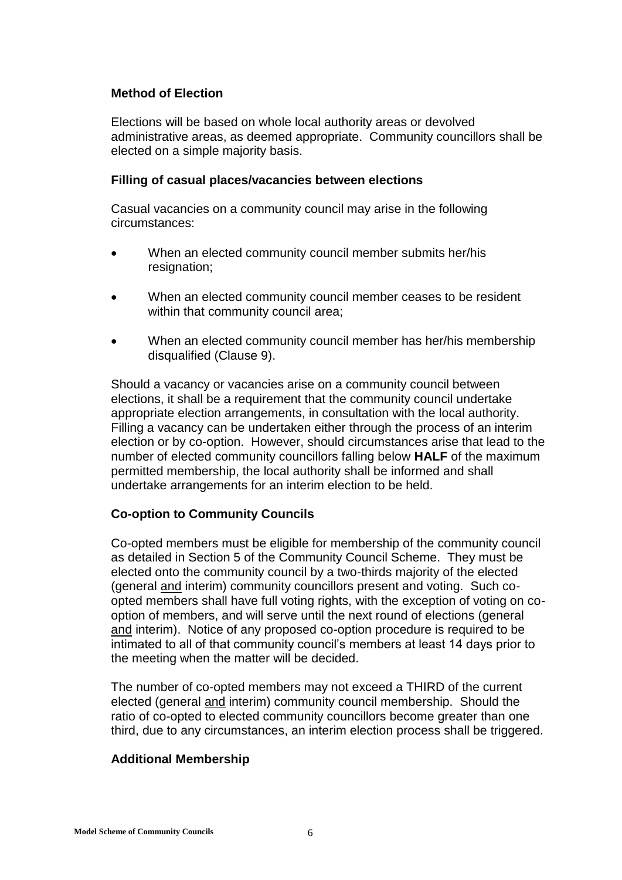### Method of Election

Elections will be based on whole local authority areas or devolved administrative areas, as deemed appropriate. Community councillors shall be elected on a simple majority basis.

### Filling of casual places/vacancies between elections

Casual vacancies on a community council may arise in the following circumstances:

- When an elected community council member submits her/his resignation;
- When an elected community council member ceases to be resident within that community council area;
- When an elected community council member has her/his membership disqualified (Clause 9).

Should a vacancy or vacancies arise on a community council between elections, it shall be a requirement that the community council undertake appropriate election arrangements, in consultation with the local authority. Filling a vacancy can be undertaken either through the process of an interim election or by co-option. However, should circumstances arise that lead to the number of elected community councillors falling below **HALF** of the maximum permitted membership, the local authority shall be informed and shall undertake arrangements for an interim election to be held.

### Co-option to Community Councils

Co-opted members must be eligible for membership of the community council as detailed in Section 5 of the Community Council Scheme. They must be elected onto the community council by a two-thirds majority of the elected (general and interim) community councillors present and voting. Such co-opted members shall have full voting rights, with the exception of voting on co-option of members, and will serve until the next round of elections (general and interim). Notice of any proposed co-option procedure is required to be intimated to all of that community council's members at least 14 days prior to the meeting when the matter will be decided.

The number of co-opted members may not exceed a THIRD of the current elected (general and interim) community council membership. Should the ratio of co-opted to elected community councillors become greater than one third, due to any circumstances, an interim election process shall be triggered.

### Additional Membership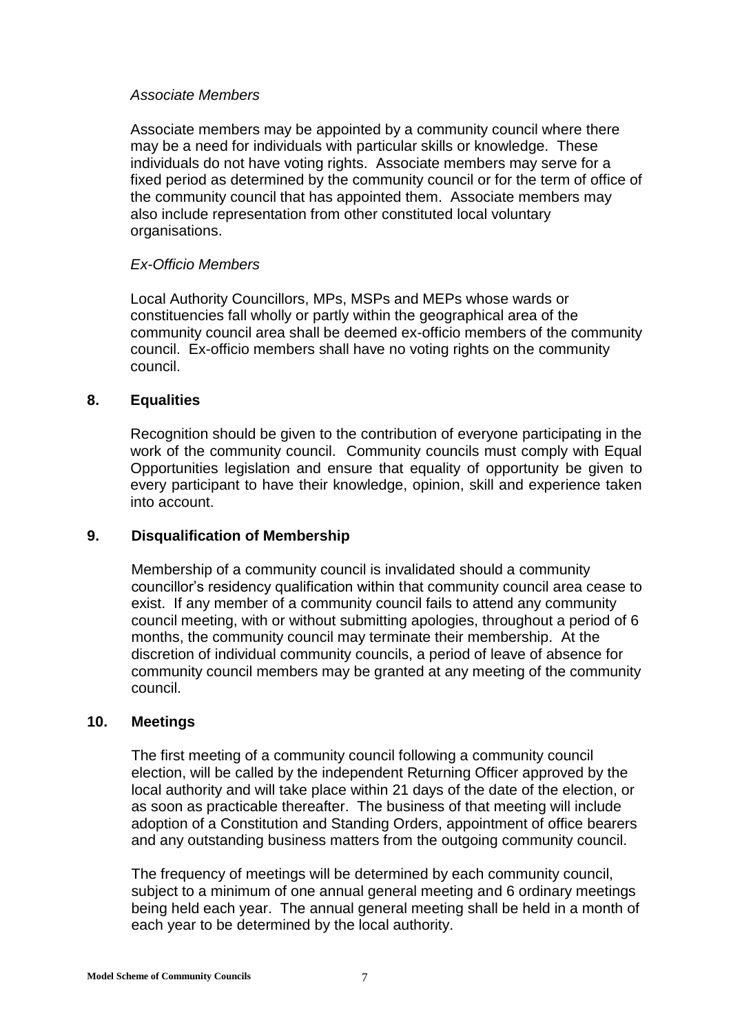*Associate Members*

Associate members may be appointed by a community council where there may be a need for individuals with particular skills or knowledge. These individuals do not have voting rights. Associate members may serve for a fixed period as determined by the community council or for the term of office of the community council that has appointed them. Associate members may also include representation from other constituted local voluntary organisations.

*Ex-Officio Members*

Local Authority Councillors, MPs, MSPs and MEPs whose wards or constituencies fall wholly or partly within the geographical area of the community council area shall be deemed ex-officio members of the community council. Ex-officio members shall have no voting rights on the community council.

## 8. Equalities

Recognition should be given to the contribution of everyone participating in the work of the community council. Community councils must comply with Equal Opportunities legislation and ensure that equality of opportunity be given to every participant to have their knowledge, opinion, skill and experience taken into account.

## 9. Disqualification of Membership

Membership of a community council is invalidated should a community councillor's residency qualification within that community council area cease to exist. If any member of a community council fails to attend any community council meeting, with or without submitting apologies, throughout a period of 6 months, the community council may terminate their membership. At the discretion of individual community councils, a period of leave of absence for community council members may be granted at any meeting of the community council.

## 10. Meetings

The first meeting of a community council following a community council election, will be called by the independent Returning Officer approved by the local authority and will take place within 21 days of the date of the election, or as soon as practicable thereafter. The business of that meeting will include adoption of a Constitution and Standing Orders, appointment of office bearers and any outstanding business matters from the outgoing community council.

The frequency of meetings will be determined by each community council, subject to a minimum of one annual general meeting and 6 ordinary meetings being held each year. The annual general meeting shall be held in a month of each year to be determined by the local authority.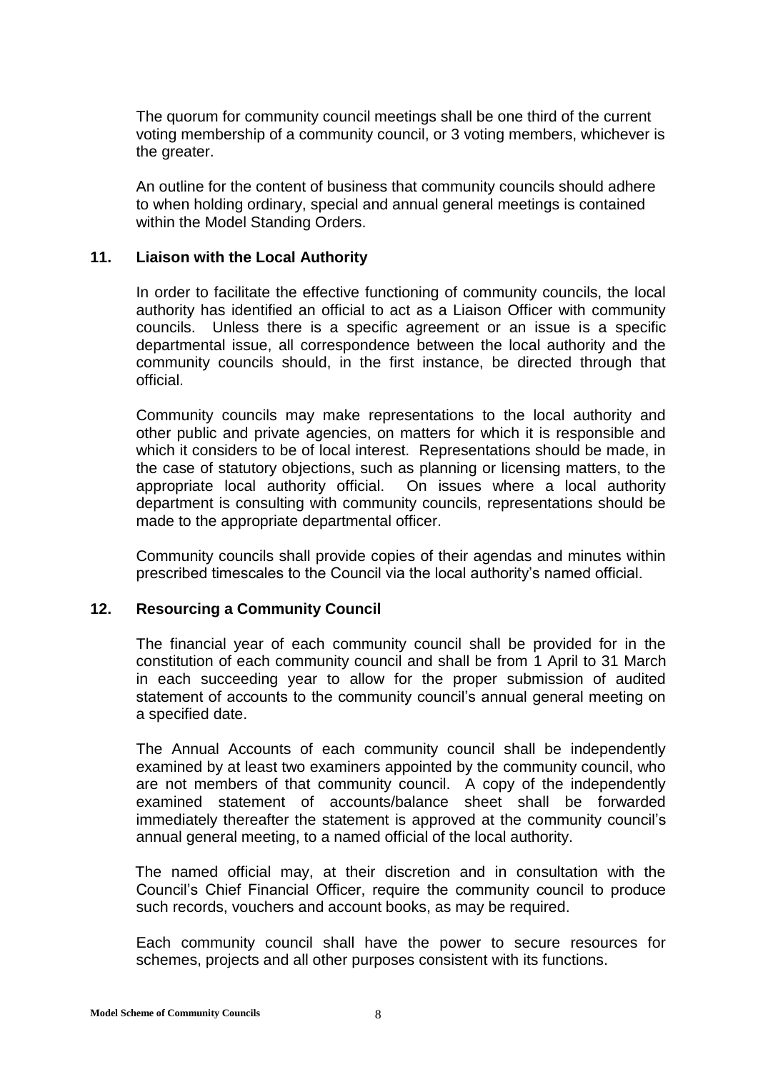The quorum for community council meetings shall be one third of the current voting membership of a community council, or 3 voting members, whichever is the greater.

An outline for the content of business that community councils should adhere to when holding ordinary, special and annual general meetings is contained within the Model Standing Orders.

## 11. Liaison with the Local Authority

In order to facilitate the effective functioning of community councils, the local authority has identified an official to act as a Liaison Officer with community councils. Unless there is a specific agreement or an issue is a specific departmental issue, all correspondence between the local authority and the community councils should, in the first instance, be directed through that official.

Community councils may make representations to the local authority and other public and private agencies, on matters for which it is responsible and which it considers to be of local interest. Representations should be made, in the case of statutory objections, such as planning or licensing matters, to the appropriate local authority official. On issues where a local authority department is consulting with community councils, representations should be made to the appropriate departmental officer.

Community councils shall provide copies of their agendas and minutes within prescribed timescales to the Council via the local authority's named official.

## 12. Resourcing a Community Council

The financial year of each community council shall be provided for in the constitution of each community council and shall be from 1 April to 31 March in each succeeding year to allow for the proper submission of audited statement of accounts to the community council's annual general meeting on a specified date.

The Annual Accounts of each community council shall be independently examined by at least two examiners appointed by the community council, who are not members of that community council. A copy of the independently examined statement of accounts/balance sheet shall be forwarded immediately thereafter the statement is approved at the community council's annual general meeting, to a named official of the local authority.

The named official may, at their discretion and in consultation with the Council's Chief Financial Officer, require the community council to produce such records, vouchers and account books, as may be required.

Each community council shall have the power to secure resources for schemes, projects and all other purposes consistent with its functions.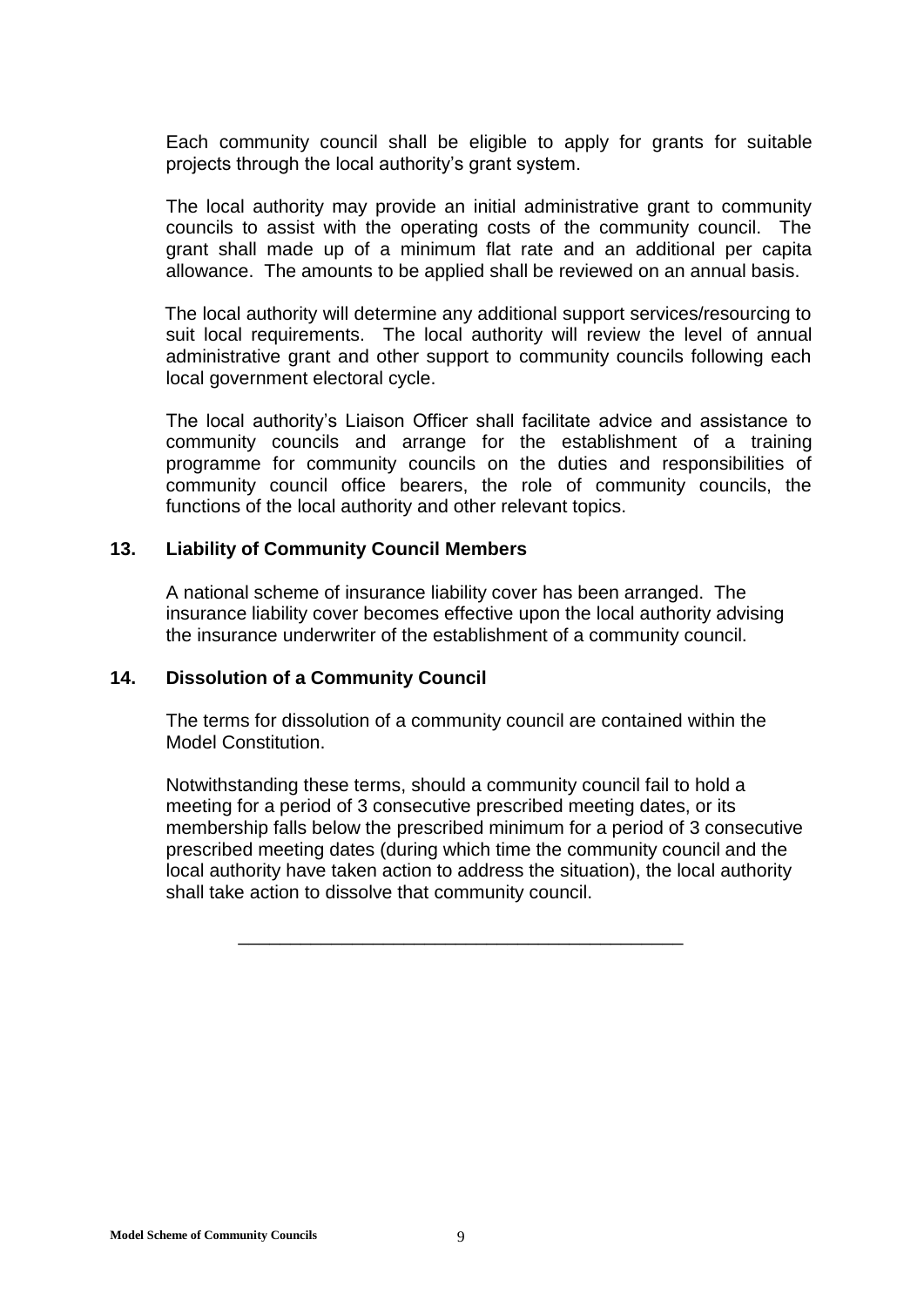Each community council shall be eligible to apply for grants for suitable projects through the local authority's grant system.

The local authority may provide an initial administrative grant to community councils to assist with the operating costs of the community council. The grant shall made up of a minimum flat rate and an additional per capita allowance. The amounts to be applied shall be reviewed on an annual basis.

The local authority will determine any additional support services/resourcing to suit local requirements. The local authority will review the level of annual administrative grant and other support to community councils following each local government electoral cycle.

The local authority's Liaison Officer shall facilitate advice and assistance to community councils and arrange for the establishment of a training programme for community councils on the duties and responsibilities of community council office bearers, the role of community councils, the functions of the local authority and other relevant topics.

## 13. Liability of Community Council Members

A national scheme of insurance liability cover has been arranged. The insurance liability cover becomes effective upon the local authority advising the insurance underwriter of the establishment of a community council.

## 14. Dissolution of a Community Council

The terms for dissolution of a community council are contained within the Model Constitution.

Notwithstanding these terms, should a community council fail to hold a meeting for a period of 3 consecutive prescribed meeting dates, or its membership falls below the prescribed minimum for a period of 3 consecutive prescribed meeting dates (during which time the community council and the local authority have taken action to address the situation), the local authority shall take action to dissolve that community council.

---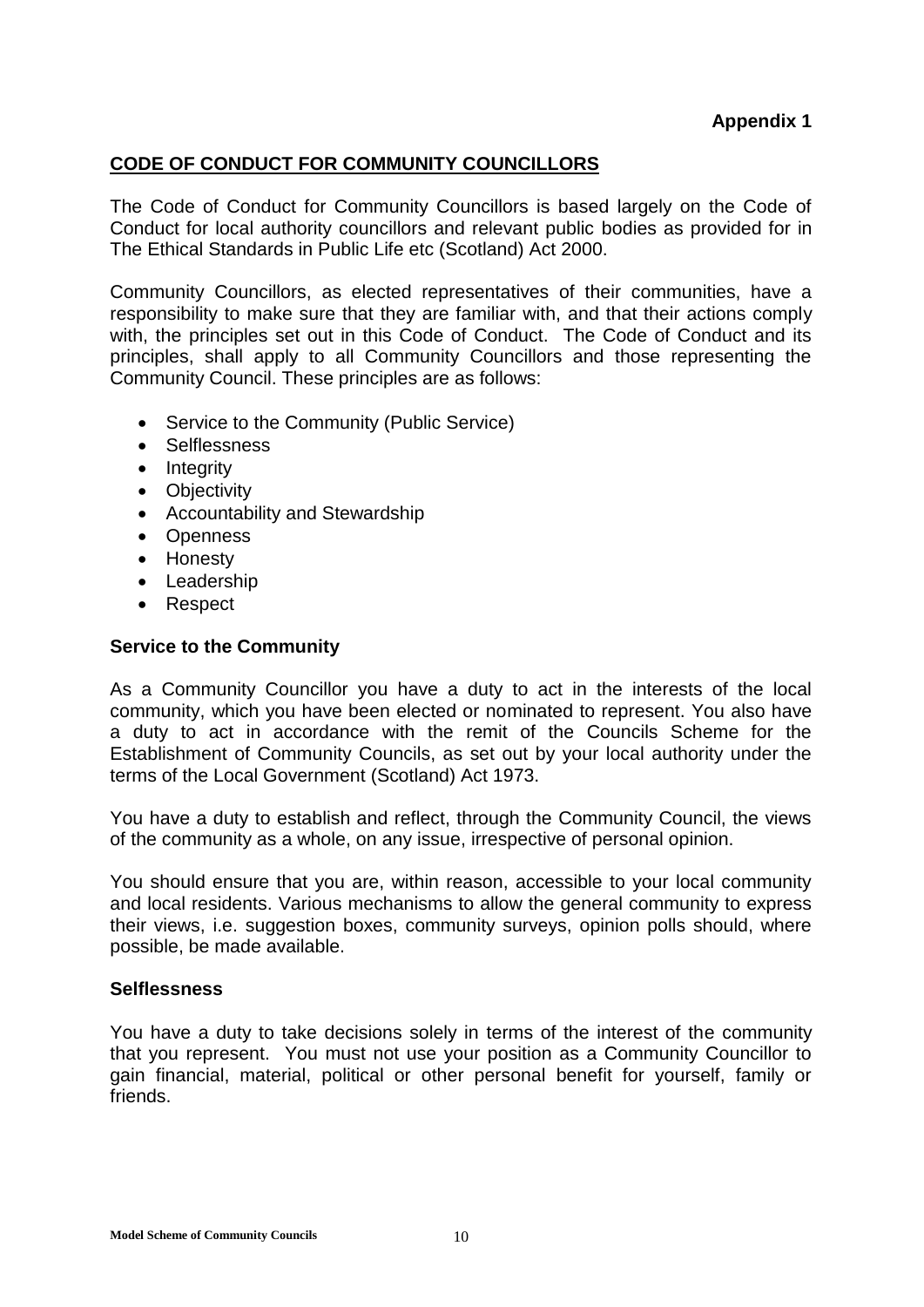**Appendix 1**

## CODE OF CONDUCT FOR COMMUNITY COUNCILLORS

The Code of Conduct for Community Councillors is based largely on the Code of Conduct for local authority councillors and relevant public bodies as provided for in The Ethical Standards in Public Life etc (Scotland) Act 2000.

Community Councillors, as elected representatives of their communities, have a responsibility to make sure that they are familiar with, and that their actions comply with, the principles set out in this Code of Conduct. The Code of Conduct and its principles, shall apply to all Community Councillors and those representing the Community Council. These principles are as follows:

- Service to the Community (Public Service)
- Selflessness
- Integrity
- Objectivity
- Accountability and Stewardship
- Openness
- Honesty
- Leadership
- Respect

### Service to the Community

As a Community Councillor you have a duty to act in the interests of the local community, which you have been elected or nominated to represent. You also have a duty to act in accordance with the remit of the Councils Scheme for the Establishment of Community Councils, as set out by your local authority under the terms of the Local Government (Scotland) Act 1973.

You have a duty to establish and reflect, through the Community Council, the views of the community as a whole, on any issue, irrespective of personal opinion.

You should ensure that you are, within reason, accessible to your local community and local residents. Various mechanisms to allow the general community to express their views, i.e. suggestion boxes, community surveys, opinion polls should, where possible, be made available.

### Selflessness

You have a duty to take decisions solely in terms of the interest of the community that you represent. You must not use your position as a Community Councillor to gain financial, material, political or other personal benefit for yourself, family or friends.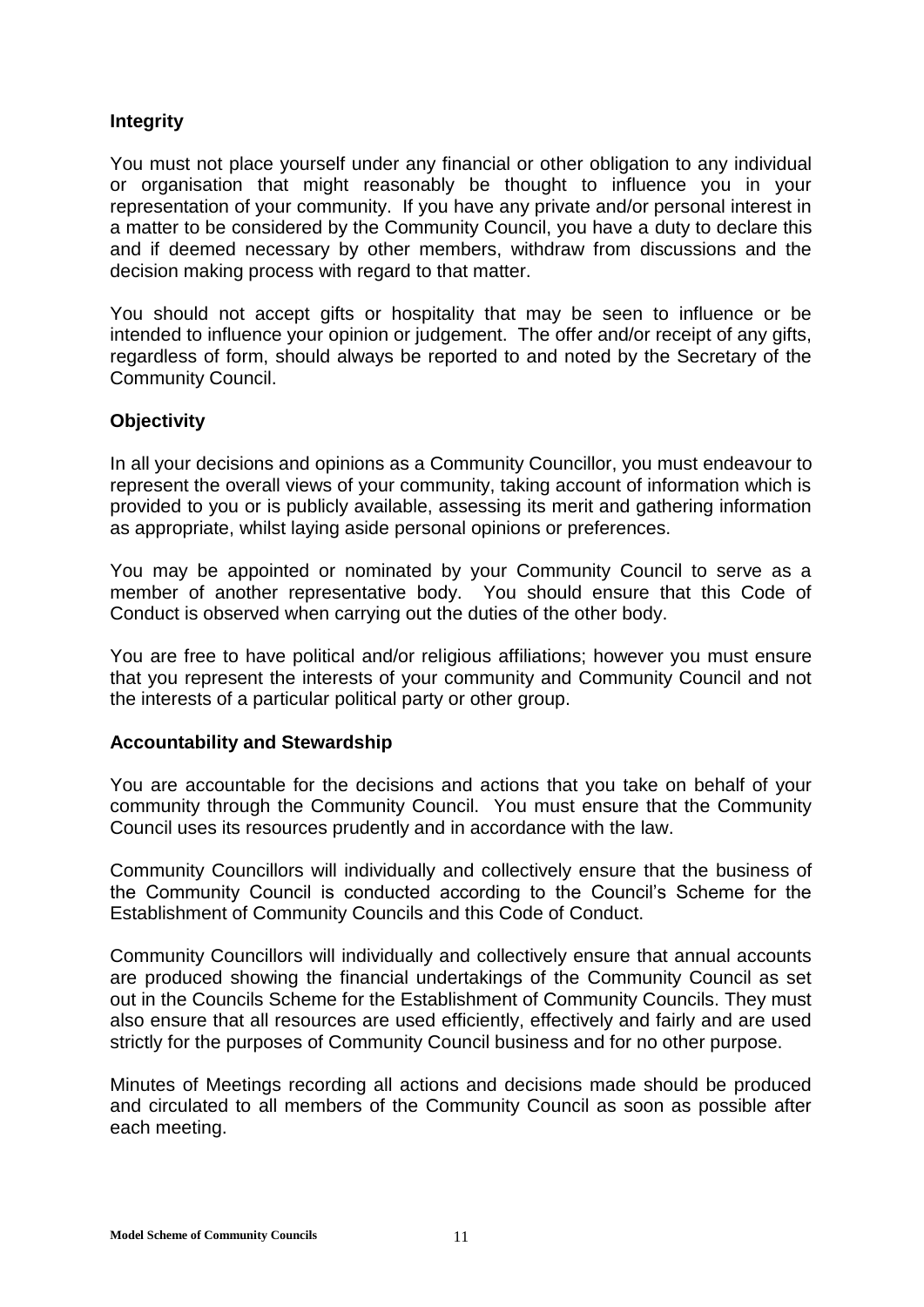### Integrity

You must not place yourself under any financial or other obligation to any individual or organisation that might reasonably be thought to influence you in your representation of your community. If you have any private and/or personal interest in a matter to be considered by the Community Council, you have a duty to declare this and if deemed necessary by other members, withdraw from discussions and the decision making process with regard to that matter.

You should not accept gifts or hospitality that may be seen to influence or be intended to influence your opinion or judgement. The offer and/or receipt of any gifts, regardless of form, should always be reported to and noted by the Secretary of the Community Council.

### Objectivity

In all your decisions and opinions as a Community Councillor, you must endeavour to represent the overall views of your community, taking account of information which is provided to you or is publicly available, assessing its merit and gathering information as appropriate, whilst laying aside personal opinions or preferences.

You may be appointed or nominated by your Community Council to serve as a member of another representative body. You should ensure that this Code of Conduct is observed when carrying out the duties of the other body.

You are free to have political and/or religious affiliations; however you must ensure that you represent the interests of your community and Community Council and not the interests of a particular political party or other group.

### Accountability and Stewardship

You are accountable for the decisions and actions that you take on behalf of your community through the Community Council. You must ensure that the Community Council uses its resources prudently and in accordance with the law.

Community Councillors will individually and collectively ensure that the business of the Community Council is conducted according to the Council's Scheme for the Establishment of Community Councils and this Code of Conduct.

Community Councillors will individually and collectively ensure that annual accounts are produced showing the financial undertakings of the Community Council as set out in the Councils Scheme for the Establishment of Community Councils. They must also ensure that all resources are used efficiently, effectively and fairly and are used strictly for the purposes of Community Council business and for no other purpose.

Minutes of Meetings recording all actions and decisions made should be produced and circulated to all members of the Community Council as soon as possible after each meeting.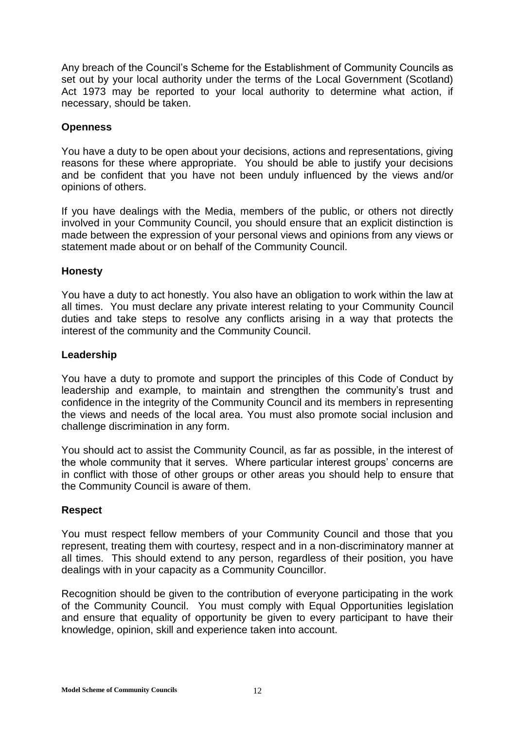Any breach of the Council's Scheme for the Establishment of Community Councils as set out by your local authority under the terms of the Local Government (Scotland) Act 1973 may be reported to your local authority to determine what action, if necessary, should be taken.

### Openness

You have a duty to be open about your decisions, actions and representations, giving reasons for these where appropriate. You should be able to justify your decisions and be confident that you have not been unduly influenced by the views and/or opinions of others.

If you have dealings with the Media, members of the public, or others not directly involved in your Community Council, you should ensure that an explicit distinction is made between the expression of your personal views and opinions from any views or statement made about or on behalf of the Community Council.

### Honesty

You have a duty to act honestly. You also have an obligation to work within the law at all times. You must declare any private interest relating to your Community Council duties and take steps to resolve any conflicts arising in a way that protects the interest of the community and the Community Council.

### Leadership

You have a duty to promote and support the principles of this Code of Conduct by leadership and example, to maintain and strengthen the community's trust and confidence in the integrity of the Community Council and its members in representing the views and needs of the local area. You must also promote social inclusion and challenge discrimination in any form.

You should act to assist the Community Council, as far as possible, in the interest of the whole community that it serves. Where particular interest groups' concerns are in conflict with those of other groups or other areas you should help to ensure that the Community Council is aware of them.

### Respect

You must respect fellow members of your Community Council and those that you represent, treating them with courtesy, respect and in a non-discriminatory manner at all times. This should extend to any person, regardless of their position, you have dealings with in your capacity as a Community Councillor.

Recognition should be given to the contribution of everyone participating in the work of the Community Council. You must comply with Equal Opportunities legislation and ensure that equality of opportunity be given to every participant to have their knowledge, opinion, skill and experience taken into account.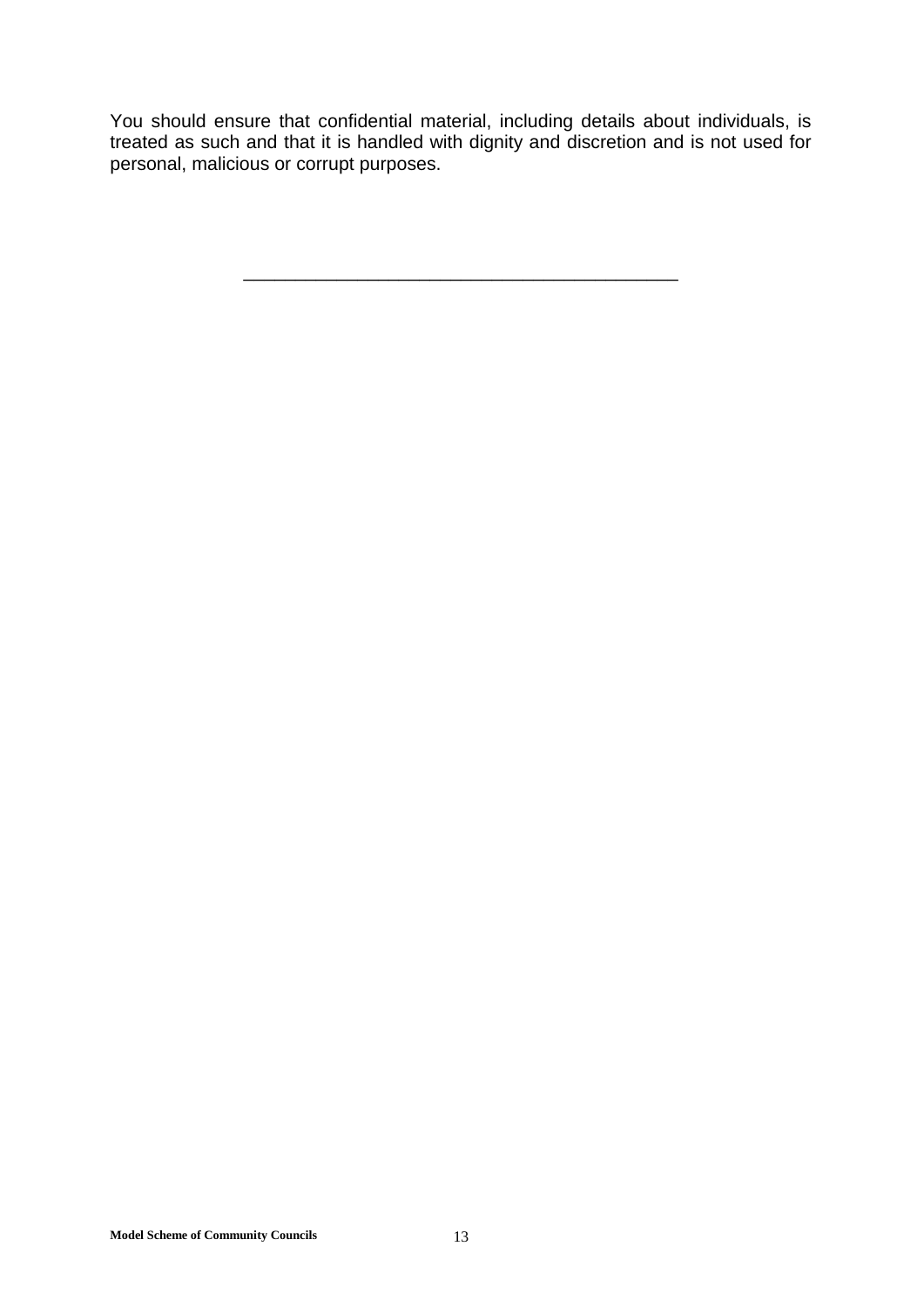You should ensure that confidential material, including details about individuals, is treated as such and that it is handled with dignity and discretion and is not used for personal, malicious or corrupt purposes.

---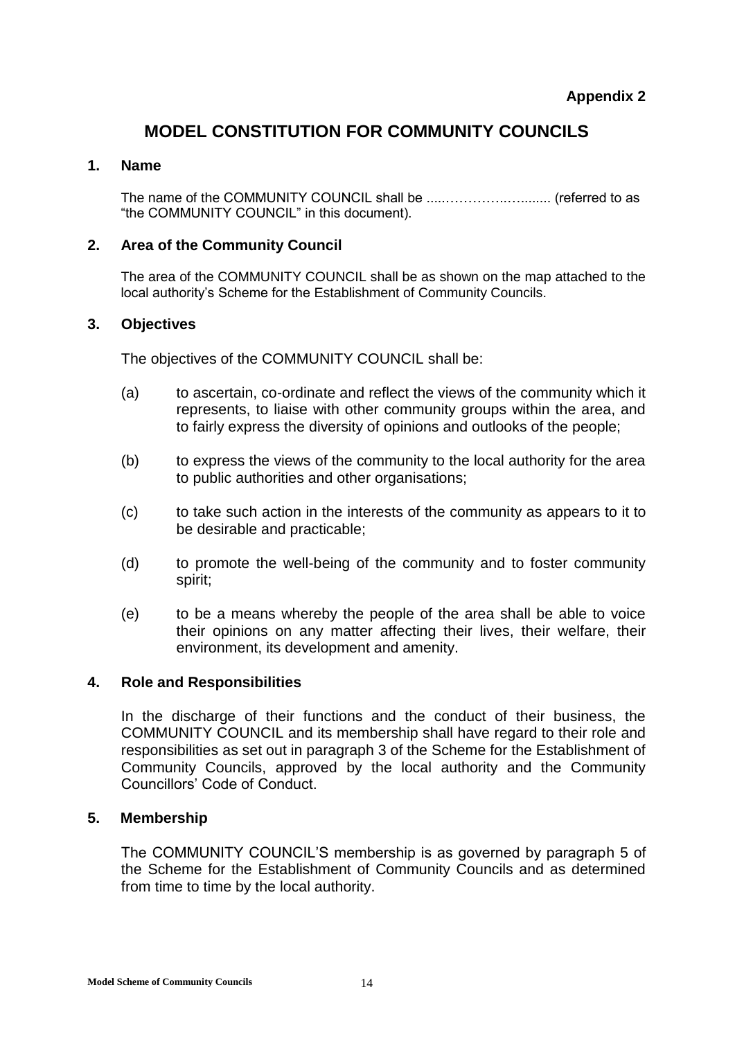**Appendix 2**

# MODEL CONSTITUTION FOR COMMUNITY COUNCILS

## 1. Name

The name of the COMMUNITY COUNCIL shall be .....…………..…....... (referred to as "the COMMUNITY COUNCIL" in this document).

## 2. Area of the Community Council

The area of the COMMUNITY COUNCIL shall be as shown on the map attached to the local authority's Scheme for the Establishment of Community Councils.

## 3. Objectives

The objectives of the COMMUNITY COUNCIL shall be:

(a) to ascertain, co-ordinate and reflect the views of the community which it represents, to liaise with other community groups within the area, and to fairly express the diversity of opinions and outlooks of the people;

(b) to express the views of the community to the local authority for the area to public authorities and other organisations;

(c) to take such action in the interests of the community as appears to it to be desirable and practicable;

(d) to promote the well-being of the community and to foster community spirit;

(e) to be a means whereby the people of the area shall be able to voice their opinions on any matter affecting their lives, their welfare, their environment, its development and amenity.

## 4. Role and Responsibilities

In the discharge of their functions and the conduct of their business, the COMMUNITY COUNCIL and its membership shall have regard to their role and responsibilities as set out in paragraph 3 of the Scheme for the Establishment of Community Councils, approved by the local authority and the Community Councillors' Code of Conduct.

## 5. Membership

The COMMUNITY COUNCIL'S membership is as governed by paragraph 5 of the Scheme for the Establishment of Community Councils and as determined from time to time by the local authority.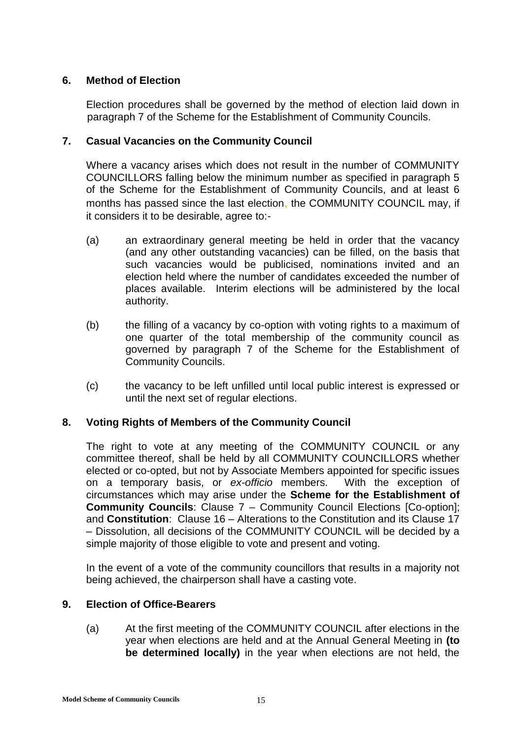## 6. Method of Election

Election procedures shall be governed by the method of election laid down in paragraph 7 of the Scheme for the Establishment of Community Councils.

## 7. Casual Vacancies on the Community Council

Where a vacancy arises which does not result in the number of COMMUNITY COUNCILLORS falling below the minimum number as specified in paragraph 5 of the Scheme for the Establishment of Community Councils, and at least 6 months has passed since the last election, the COMMUNITY COUNCIL may, if it considers it to be desirable, agree to:-

(a) an extraordinary general meeting be held in order that the vacancy (and any other outstanding vacancies) can be filled, on the basis that such vacancies would be publicised, nominations invited and an election held where the number of candidates exceeded the number of places available. Interim elections will be administered by the local authority.

(b) the filling of a vacancy by co-option with voting rights to a maximum of one quarter of the total membership of the community council as governed by paragraph 7 of the Scheme for the Establishment of Community Councils.

(c) the vacancy to be left unfilled until local public interest is expressed or until the next set of regular elections.

## 8. Voting Rights of Members of the Community Council

The right to vote at any meeting of the COMMUNITY COUNCIL or any committee thereof, shall be held by all COMMUNITY COUNCILLORS whether elected or co-opted, but not by Associate Members appointed for specific issues on a temporary basis, or *ex-officio* members. With the exception of circumstances which may arise under the **Scheme for the Establishment of Community Councils**: Clause 7 – Community Council Elections [Co-option]; and **Constitution**: Clause 16 – Alterations to the Constitution and its Clause 17 – Dissolution, all decisions of the COMMUNITY COUNCIL will be decided by a simple majority of those eligible to vote and present and voting.

In the event of a vote of the community councillors that results in a majority not being achieved, the chairperson shall have a casting vote.

## 9. Election of Office-Bearers

(a) At the first meeting of the COMMUNITY COUNCIL after elections in the year when elections are held and at the Annual General Meeting in **(to be determined locally)** in the year when elections are not held, the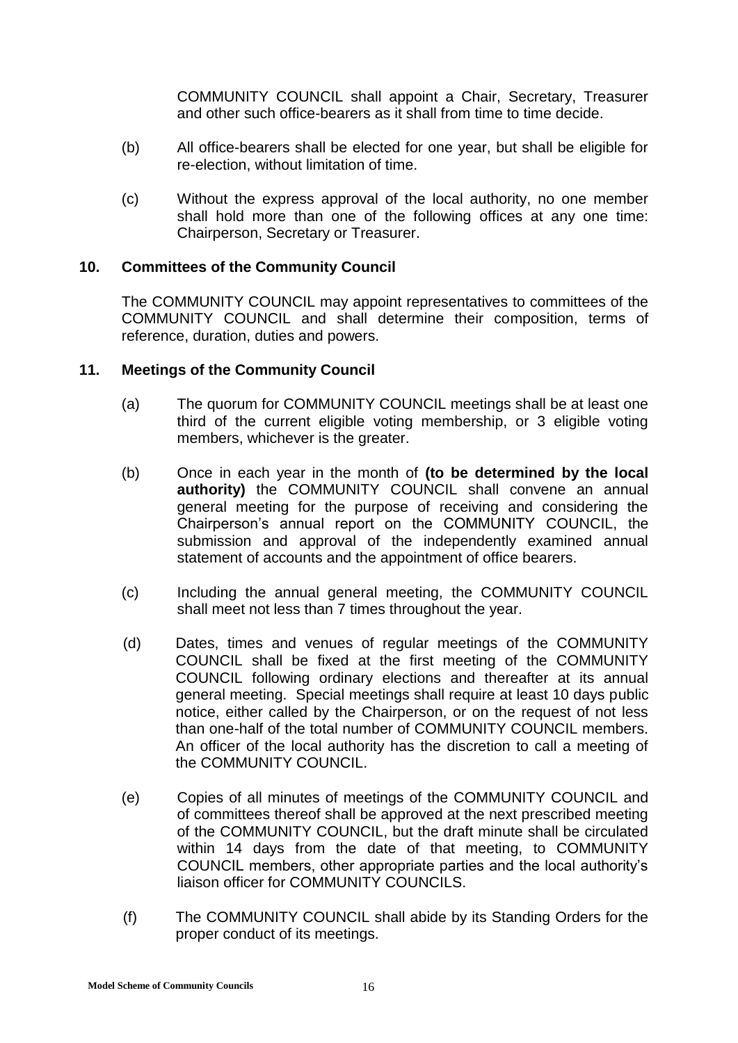COMMUNITY COUNCIL shall appoint a Chair, Secretary, Treasurer and other such office-bearers as it shall from time to time decide.

(b) All office-bearers shall be elected for one year, but shall be eligible for re-election, without limitation of time.

(c) Without the express approval of the local authority, no one member shall hold more than one of the following offices at any one time: Chairperson, Secretary or Treasurer.

## 10. Committees of the Community Council

The COMMUNITY COUNCIL may appoint representatives to committees of the COMMUNITY COUNCIL and shall determine their composition, terms of reference, duration, duties and powers.

## 11. Meetings of the Community Council

(a) The quorum for COMMUNITY COUNCIL meetings shall be at least one third of the current eligible voting membership, or 3 eligible voting members, whichever is the greater.

(b) Once in each year in the month of **(to be determined by the local authority)** the COMMUNITY COUNCIL shall convene an annual general meeting for the purpose of receiving and considering the Chairperson's annual report on the COMMUNITY COUNCIL, the submission and approval of the independently examined annual statement of accounts and the appointment of office bearers.

(c) Including the annual general meeting, the COMMUNITY COUNCIL shall meet not less than 7 times throughout the year.

(d) Dates, times and venues of regular meetings of the COMMUNITY COUNCIL shall be fixed at the first meeting of the COMMUNITY COUNCIL following ordinary elections and thereafter at its annual general meeting. Special meetings shall require at least 10 days public notice, either called by the Chairperson, or on the request of not less than one-half of the total number of COMMUNITY COUNCIL members. An officer of the local authority has the discretion to call a meeting of the COMMUNITY COUNCIL.

(e) Copies of all minutes of meetings of the COMMUNITY COUNCIL and of committees thereof shall be approved at the next prescribed meeting of the COMMUNITY COUNCIL, but the draft minute shall be circulated within 14 days from the date of that meeting, to COMMUNITY COUNCIL members, other appropriate parties and the local authority's liaison officer for COMMUNITY COUNCILS.

(f) The COMMUNITY COUNCIL shall abide by its Standing Orders for the proper conduct of its meetings.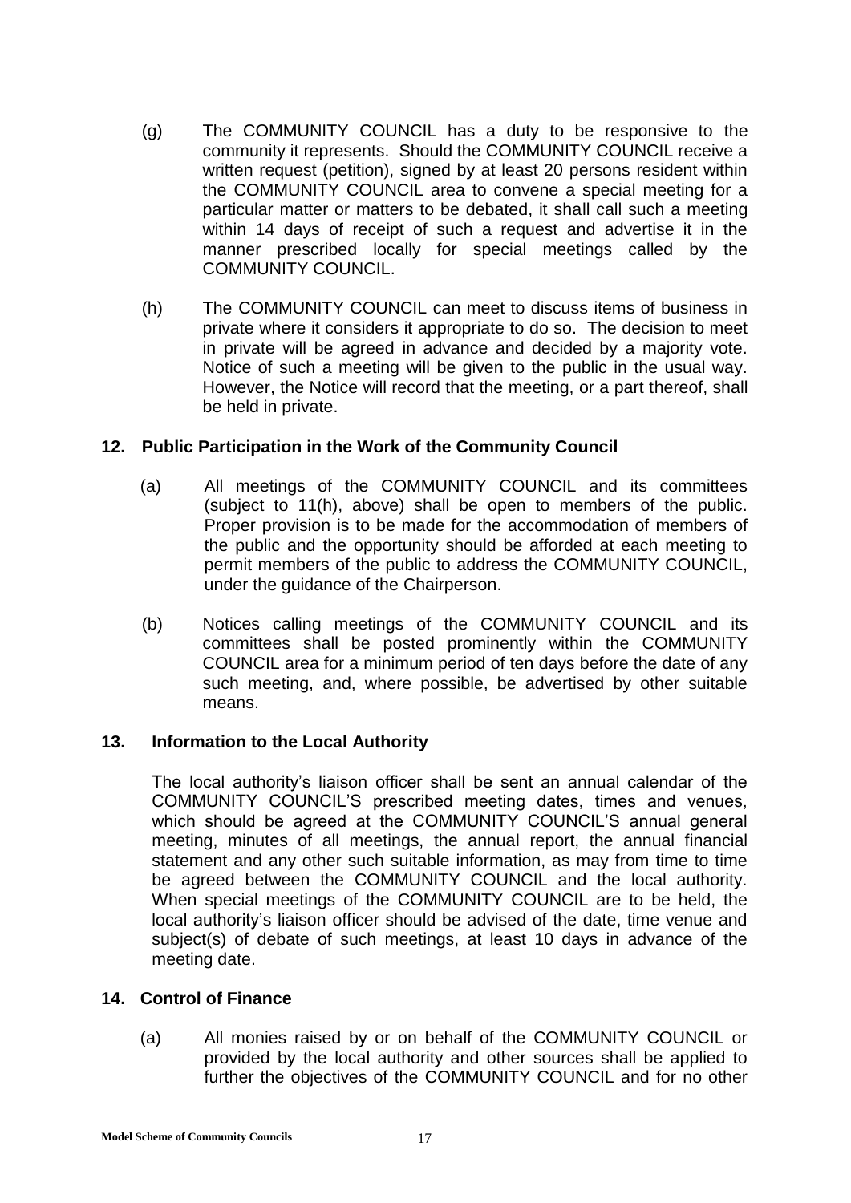(g) The COMMUNITY COUNCIL has a duty to be responsive to the community it represents. Should the COMMUNITY COUNCIL receive a written request (petition), signed by at least 20 persons resident within the COMMUNITY COUNCIL area to convene a special meeting for a particular matter or matters to be debated, it shall call such a meeting within 14 days of receipt of such a request and advertise it in the manner prescribed locally for special meetings called by the COMMUNITY COUNCIL.

(h) The COMMUNITY COUNCIL can meet to discuss items of business in private where it considers it appropriate to do so. The decision to meet in private will be agreed in advance and decided by a majority vote. Notice of such a meeting will be given to the public in the usual way. However, the Notice will record that the meeting, or a part thereof, shall be held in private.

## 12. Public Participation in the Work of the Community Council

(a) All meetings of the COMMUNITY COUNCIL and its committees (subject to 11(h), above) shall be open to members of the public. Proper provision is to be made for the accommodation of members of the public and the opportunity should be afforded at each meeting to permit members of the public to address the COMMUNITY COUNCIL, under the guidance of the Chairperson.

(b) Notices calling meetings of the COMMUNITY COUNCIL and its committees shall be posted prominently within the COMMUNITY COUNCIL area for a minimum period of ten days before the date of any such meeting, and, where possible, be advertised by other suitable means.

## 13. Information to the Local Authority

The local authority's liaison officer shall be sent an annual calendar of the COMMUNITY COUNCIL'S prescribed meeting dates, times and venues, which should be agreed at the COMMUNITY COUNCIL'S annual general meeting, minutes of all meetings, the annual report, the annual financial statement and any other such suitable information, as may from time to time be agreed between the COMMUNITY COUNCIL and the local authority. When special meetings of the COMMUNITY COUNCIL are to be held, the local authority's liaison officer should be advised of the date, time venue and subject(s) of debate of such meetings, at least 10 days in advance of the meeting date.

## 14. Control of Finance

(a) All monies raised by or on behalf of the COMMUNITY COUNCIL or provided by the local authority and other sources shall be applied to further the objectives of the COMMUNITY COUNCIL and for no other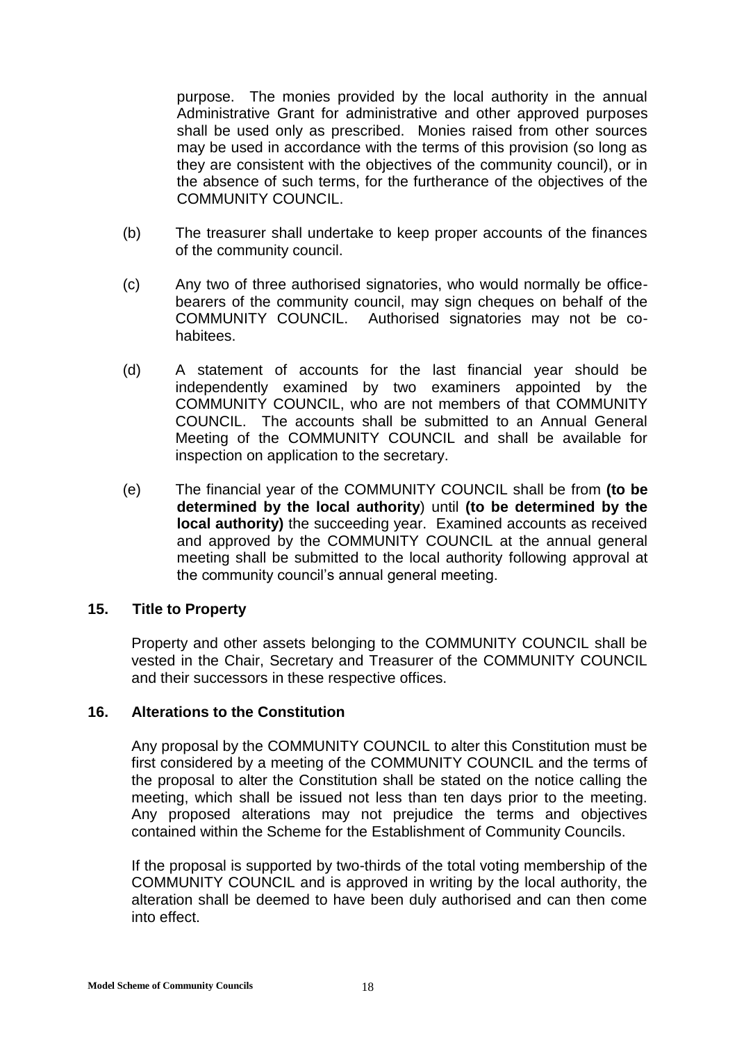purpose. The monies provided by the local authority in the annual Administrative Grant for administrative and other approved purposes shall be used only as prescribed. Monies raised from other sources may be used in accordance with the terms of this provision (so long as they are consistent with the objectives of the community council), or in the absence of such terms, for the furtherance of the objectives of the COMMUNITY COUNCIL.

(b) The treasurer shall undertake to keep proper accounts of the finances of the community council.

(c) Any two of three authorised signatories, who would normally be office-bearers of the community council, may sign cheques on behalf of the COMMUNITY COUNCIL. Authorised signatories may not be co-habitees.

(d) A statement of accounts for the last financial year should be independently examined by two examiners appointed by the COMMUNITY COUNCIL, who are not members of that COMMUNITY COUNCIL. The accounts shall be submitted to an Annual General Meeting of the COMMUNITY COUNCIL and shall be available for inspection on application to the secretary.

(e) The financial year of the COMMUNITY COUNCIL shall be from **(to be determined by the local authority**) until **(to be determined by the local authority)** the succeeding year. Examined accounts as received and approved by the COMMUNITY COUNCIL at the annual general meeting shall be submitted to the local authority following approval at the community council's annual general meeting.

### 15. Title to Property

Property and other assets belonging to the COMMUNITY COUNCIL shall be vested in the Chair, Secretary and Treasurer of the COMMUNITY COUNCIL and their successors in these respective offices.

### 16. Alterations to the Constitution

Any proposal by the COMMUNITY COUNCIL to alter this Constitution must be first considered by a meeting of the COMMUNITY COUNCIL and the terms of the proposal to alter the Constitution shall be stated on the notice calling the meeting, which shall be issued not less than ten days prior to the meeting. Any proposed alterations may not prejudice the terms and objectives contained within the Scheme for the Establishment of Community Councils.

If the proposal is supported by two-thirds of the total voting membership of the COMMUNITY COUNCIL and is approved in writing by the local authority, the alteration shall be deemed to have been duly authorised and can then come into effect.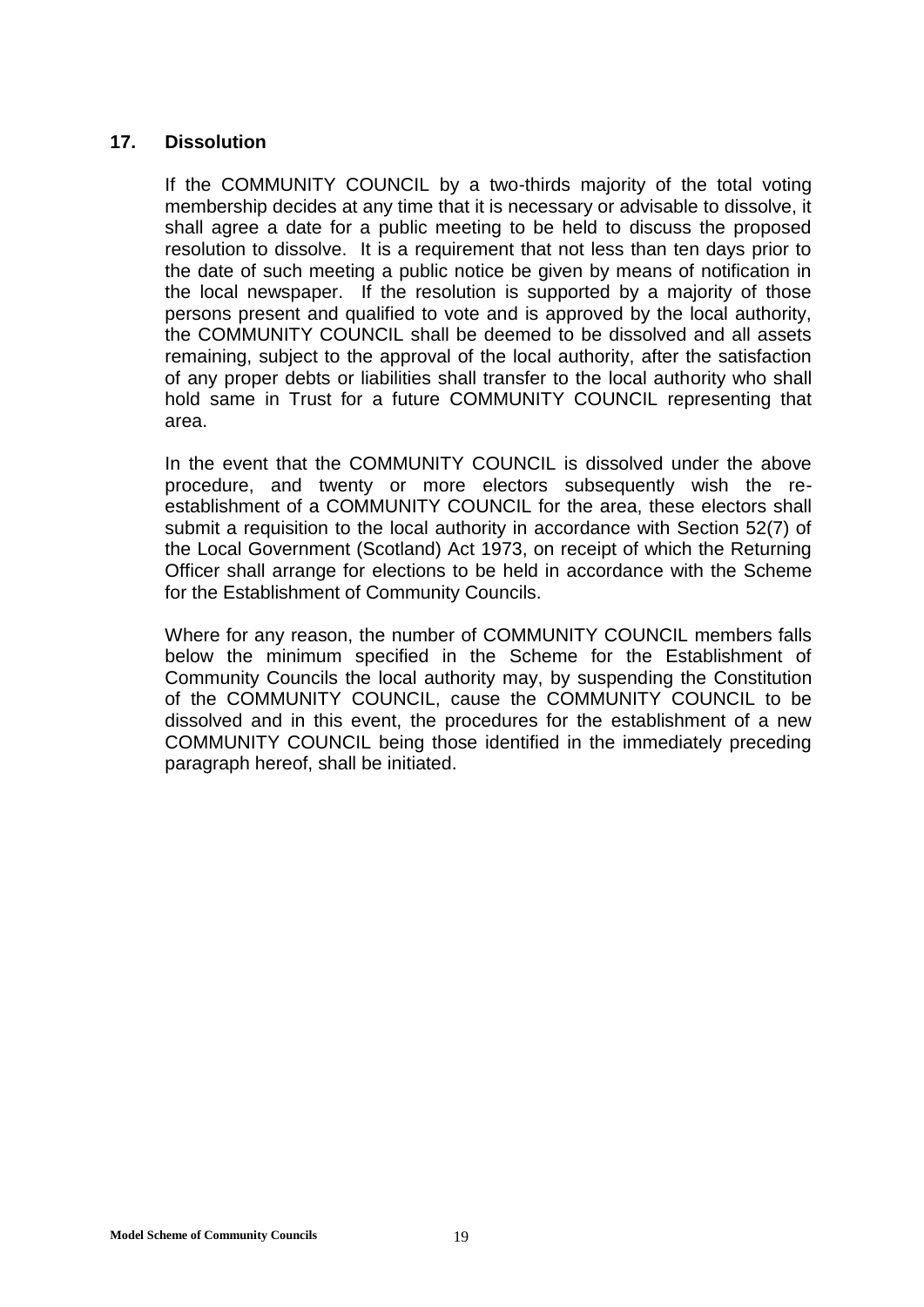## 17. Dissolution

If the COMMUNITY COUNCIL by a two-thirds majority of the total voting membership decides at any time that it is necessary or advisable to dissolve, it shall agree a date for a public meeting to be held to discuss the proposed resolution to dissolve. It is a requirement that not less than ten days prior to the date of such meeting a public notice be given by means of notification in the local newspaper. If the resolution is supported by a majority of those persons present and qualified to vote and is approved by the local authority, the COMMUNITY COUNCIL shall be deemed to be dissolved and all assets remaining, subject to the approval of the local authority, after the satisfaction of any proper debts or liabilities shall transfer to the local authority who shall hold same in Trust for a future COMMUNITY COUNCIL representing that area.

In the event that the COMMUNITY COUNCIL is dissolved under the above procedure, and twenty or more electors subsequently wish the re-establishment of a COMMUNITY COUNCIL for the area, these electors shall submit a requisition to the local authority in accordance with Section 52(7) of the Local Government (Scotland) Act 1973, on receipt of which the Returning Officer shall arrange for elections to be held in accordance with the Scheme for the Establishment of Community Councils.

Where for any reason, the number of COMMUNITY COUNCIL members falls below the minimum specified in the Scheme for the Establishment of Community Councils the local authority may, by suspending the Constitution of the COMMUNITY COUNCIL, cause the COMMUNITY COUNCIL to be dissolved and in this event, the procedures for the establishment of a new COMMUNITY COUNCIL being those identified in the immediately preceding paragraph hereof, shall be initiated.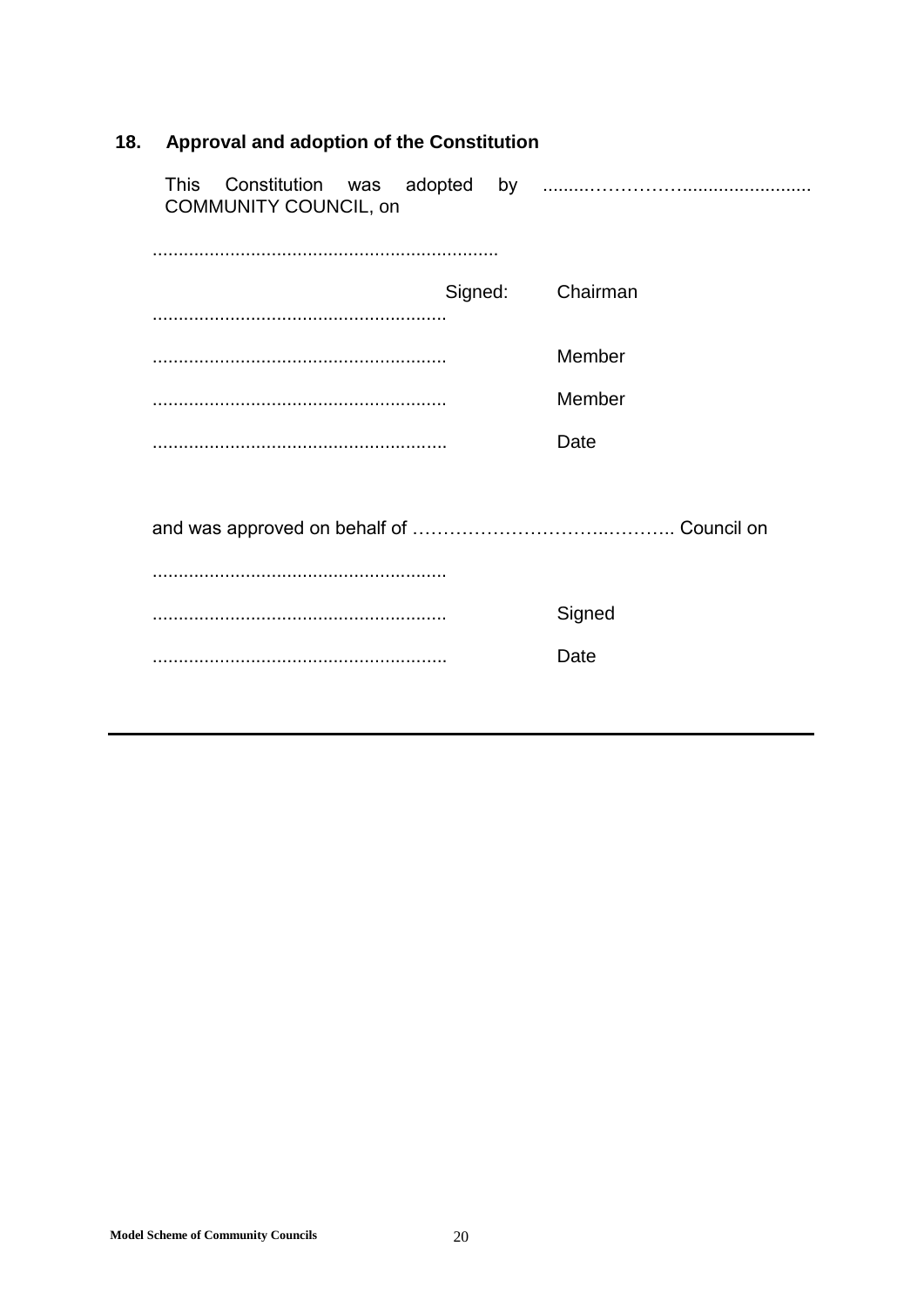## 18. Approval and adoption of the Constitution

This Constitution was adopted by .........………….......................... COMMUNITY COUNCIL, on

...................................................................

........................................................ Signed: Chairman

........................................................ Member

........................................................ Member

........................................................ Date

and was approved on behalf of ………………………..……….. Council on

........................................................

........................................................ Signed

........................................................ Date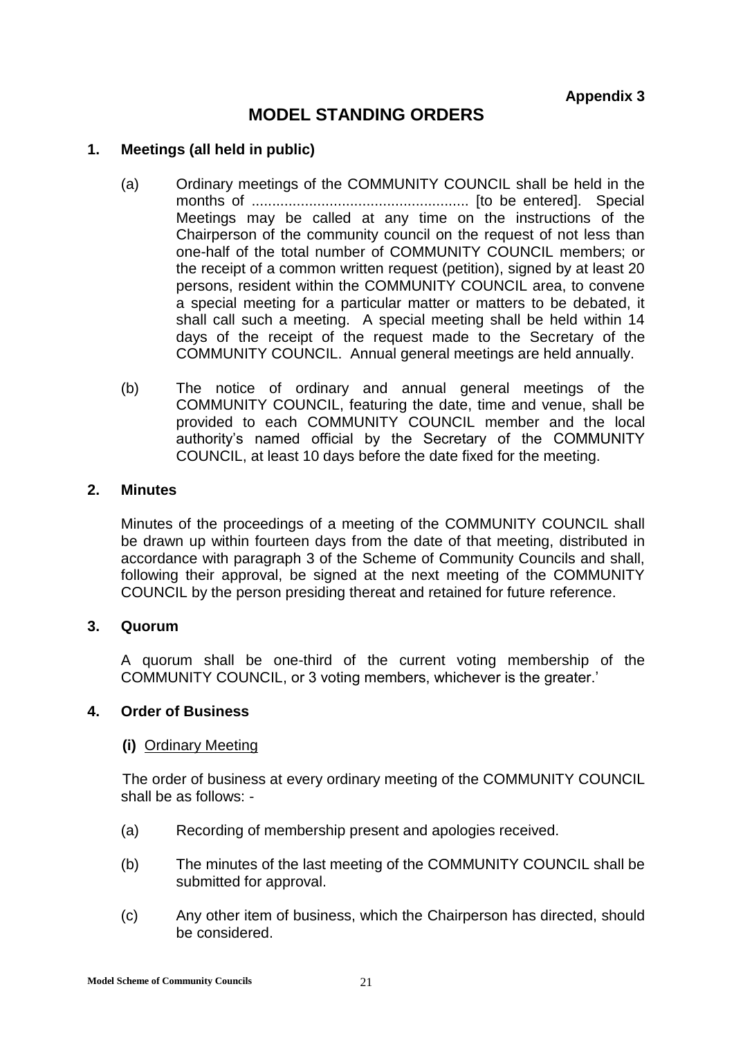**Appendix 3**

# MODEL STANDING ORDERS

## 1. Meetings (all held in public)

(a) Ordinary meetings of the COMMUNITY COUNCIL shall be held in the months of ..................................................... [to be entered]. Special Meetings may be called at any time on the instructions of the Chairperson of the community council on the request of not less than one-half of the total number of COMMUNITY COUNCIL members; or the receipt of a common written request (petition), signed by at least 20 persons, resident within the COMMUNITY COUNCIL area, to convene a special meeting for a particular matter or matters to be debated, it shall call such a meeting. A special meeting shall be held within 14 days of the receipt of the request made to the Secretary of the COMMUNITY COUNCIL. Annual general meetings are held annually.

(b) The notice of ordinary and annual general meetings of the COMMUNITY COUNCIL, featuring the date, time and venue, shall be provided to each COMMUNITY COUNCIL member and the local authority's named official by the Secretary of the COMMUNITY COUNCIL, at least 10 days before the date fixed for the meeting.

## 2. Minutes

Minutes of the proceedings of a meeting of the COMMUNITY COUNCIL shall be drawn up within fourteen days from the date of that meeting, distributed in accordance with paragraph 3 of the Scheme of Community Councils and shall, following their approval, be signed at the next meeting of the COMMUNITY COUNCIL by the person presiding thereat and retained for future reference.

## 3. Quorum

A quorum shall be one-third of the current voting membership of the COMMUNITY COUNCIL, or 3 voting members, whichever is the greater.'

## 4. Order of Business

**(i)** Ordinary Meeting

The order of business at every ordinary meeting of the COMMUNITY COUNCIL shall be as follows: -

(a) Recording of membership present and apologies received.

(b) The minutes of the last meeting of the COMMUNITY COUNCIL shall be submitted for approval.

(c) Any other item of business, which the Chairperson has directed, should be considered.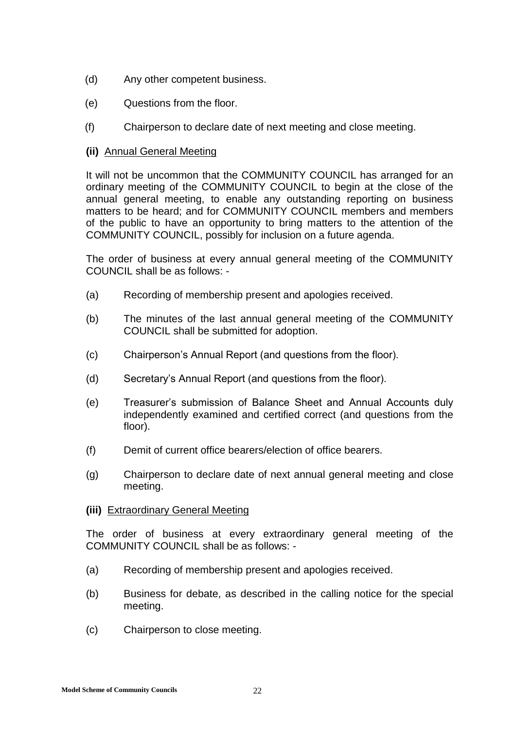(d) Any other competent business.

(e) Questions from the floor.

(f) Chairperson to declare date of next meeting and close meeting.

**(ii)** Annual General Meeting

It will not be uncommon that the COMMUNITY COUNCIL has arranged for an ordinary meeting of the COMMUNITY COUNCIL to begin at the close of the annual general meeting, to enable any outstanding reporting on business matters to be heard; and for COMMUNITY COUNCIL members and members of the public to have an opportunity to bring matters to the attention of the COMMUNITY COUNCIL, possibly for inclusion on a future agenda.

The order of business at every annual general meeting of the COMMUNITY COUNCIL shall be as follows: -

(a) Recording of membership present and apologies received.

(b) The minutes of the last annual general meeting of the COMMUNITY COUNCIL shall be submitted for adoption.

(c) Chairperson's Annual Report (and questions from the floor).

(d) Secretary's Annual Report (and questions from the floor).

(e) Treasurer's submission of Balance Sheet and Annual Accounts duly independently examined and certified correct (and questions from the floor).

(f) Demit of current office bearers/election of office bearers.

(g) Chairperson to declare date of next annual general meeting and close meeting.

**(iii)** Extraordinary General Meeting

The order of business at every extraordinary general meeting of the COMMUNITY COUNCIL shall be as follows: -

(a) Recording of membership present and apologies received.

(b) Business for debate, as described in the calling notice for the special meeting.

(c) Chairperson to close meeting.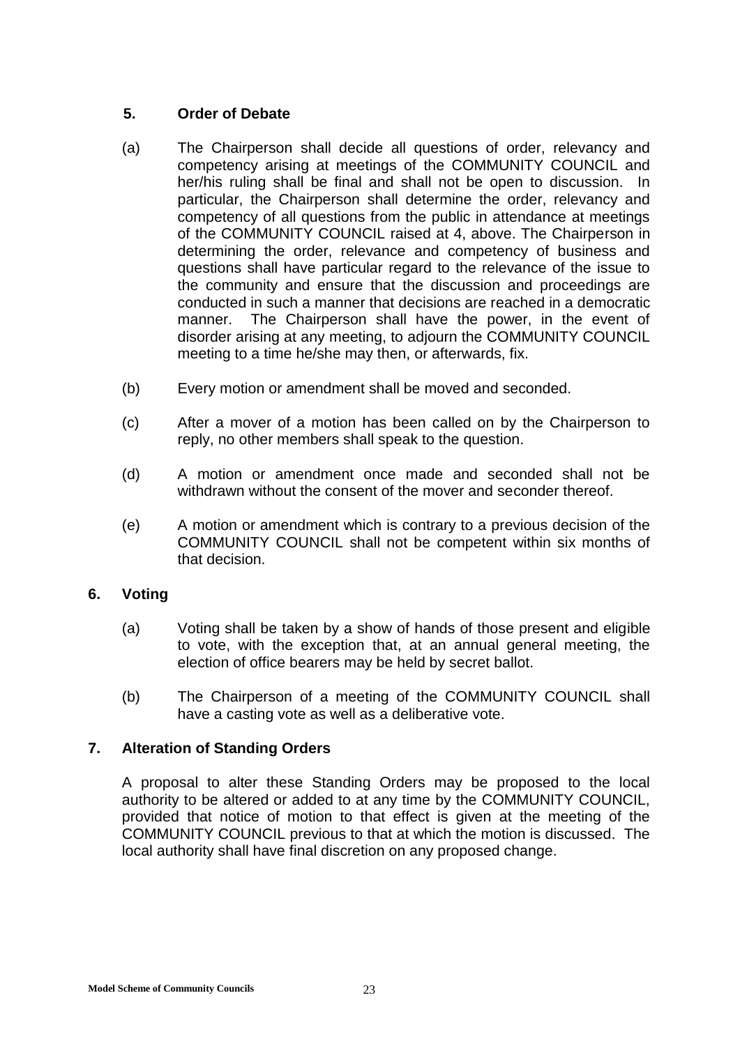## 5. Order of Debate

(a) The Chairperson shall decide all questions of order, relevancy and competency arising at meetings of the COMMUNITY COUNCIL and her/his ruling shall be final and shall not be open to discussion. In particular, the Chairperson shall determine the order, relevancy and competency of all questions from the public in attendance at meetings of the COMMUNITY COUNCIL raised at 4, above. The Chairperson in determining the order, relevance and competency of business and questions shall have particular regard to the relevance of the issue to the community and ensure that the discussion and proceedings are conducted in such a manner that decisions are reached in a democratic manner. The Chairperson shall have the power, in the event of disorder arising at any meeting, to adjourn the COMMUNITY COUNCIL meeting to a time he/she may then, or afterwards, fix.

(b) Every motion or amendment shall be moved and seconded.

(c) After a mover of a motion has been called on by the Chairperson to reply, no other members shall speak to the question.

(d) A motion or amendment once made and seconded shall not be withdrawn without the consent of the mover and seconder thereof.

(e) A motion or amendment which is contrary to a previous decision of the COMMUNITY COUNCIL shall not be competent within six months of that decision.

## 6. Voting

(a) Voting shall be taken by a show of hands of those present and eligible to vote, with the exception that, at an annual general meeting, the election of office bearers may be held by secret ballot.

(b) The Chairperson of a meeting of the COMMUNITY COUNCIL shall have a casting vote as well as a deliberative vote.

## 7. Alteration of Standing Orders

A proposal to alter these Standing Orders may be proposed to the local authority to be altered or added to at any time by the COMMUNITY COUNCIL, provided that notice of motion to that effect is given at the meeting of the COMMUNITY COUNCIL previous to that at which the motion is discussed. The local authority shall have final discretion on any proposed change.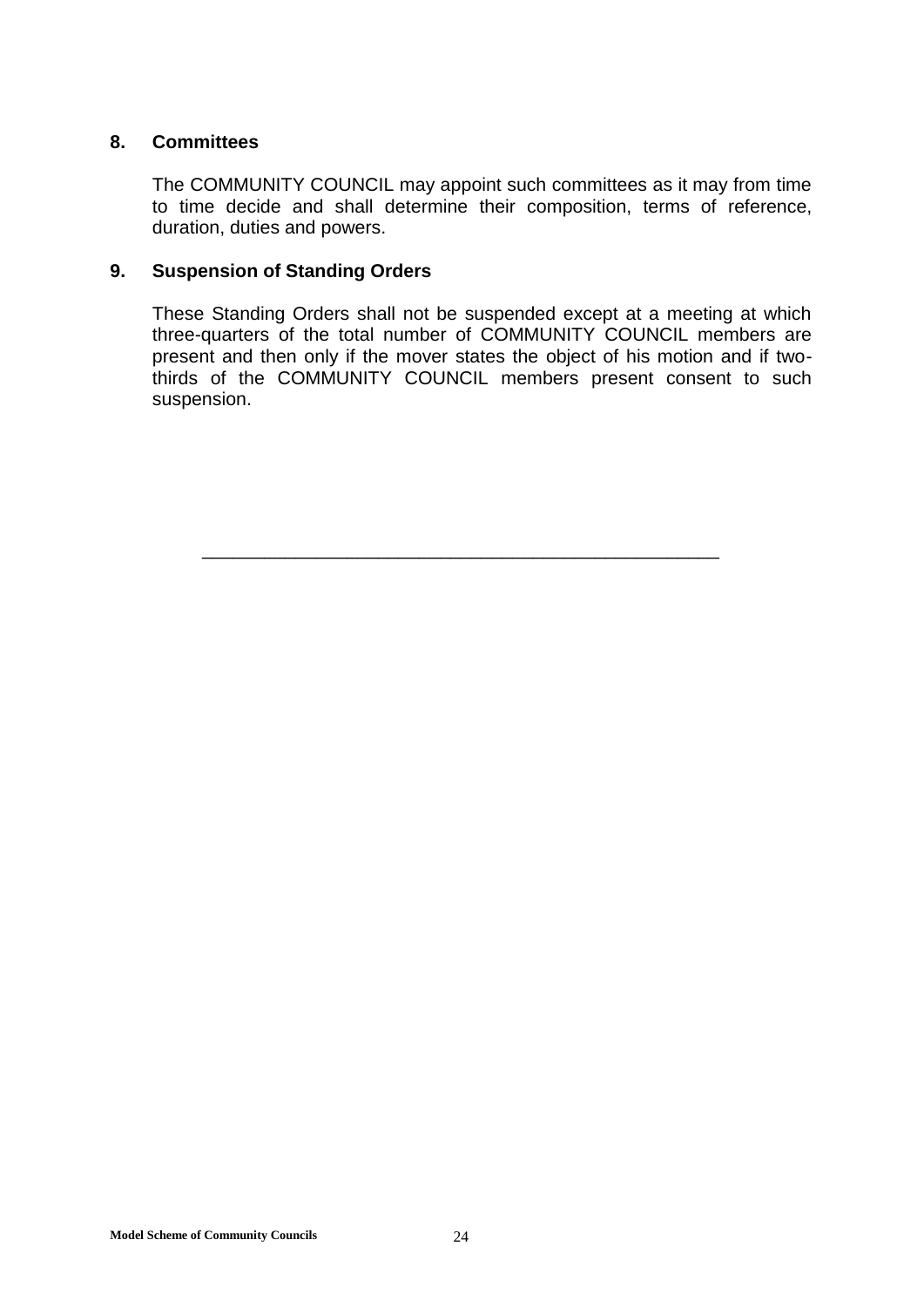### 8. Committees

The COMMUNITY COUNCIL may appoint such committees as it may from time to time decide and shall determine their composition, terms of reference, duration, duties and powers.

### 9. Suspension of Standing Orders

These Standing Orders shall not be suspended except at a meeting at which three-quarters of the total number of COMMUNITY COUNCIL members are present and then only if the mover states the object of his motion and if two-thirds of the COMMUNITY COUNCIL members present consent to such suspension.

---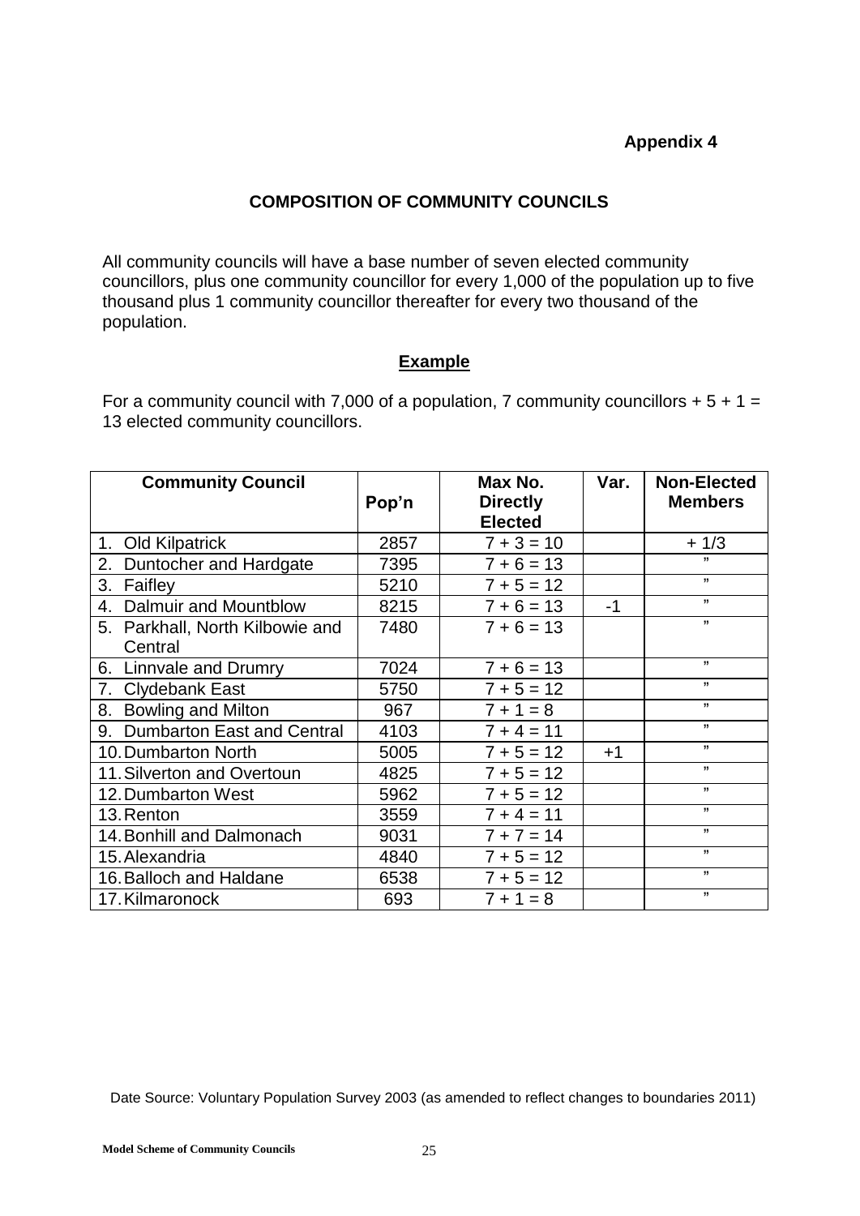**Appendix 4**

## COMPOSITION OF COMMUNITY COUNCILS

All community councils will have a base number of seven elected community councillors, plus one community councillor for every 1,000 of the population up to five thousand plus 1 community councillor thereafter for every two thousand of the population.

**Example**

For a community council with 7,000 of a population, 7 community councillors + 5 + 1 = 13 elected community councillors.

| Community Council | Pop'n | Max No. Directly Elected | Var. | Non-Elected Members |
|---|---|---|---|---|
| 1. Old Kilpatrick | 2857 | 7 + 3 = 10 | | + 1/3 |
| 2. Duntocher and Hardgate | 7395 | 7 + 6 = 13 | | " |
| 3. Faifley | 5210 | 7 + 5 = 12 | | " |
| 4. Dalmuir and Mountblow | 8215 | 7 + 6 = 13 | -1 | " |
| 5. Parkhall, North Kilbowie and Central | 7480 | 7 + 6 = 13 | | " |
| 6. Linnvale and Drumry | 7024 | 7 + 6 = 13 | | " |
| 7. Clydebank East | 5750 | 7 + 5 = 12 | | " |
| 8. Bowling and Milton | 967 | 7 + 1 = 8 | | " |
| 9. Dumbarton East and Central | 4103 | 7 + 4 = 11 | | " |
| 10. Dumbarton North | 5005 | 7 + 5 = 12 | +1 | " |
| 11. Silverton and Overtoun | 4825 | 7 + 5 = 12 | | " |
| 12. Dumbarton West | 5962 | 7 + 5 = 12 | | " |
| 13. Renton | 3559 | 7 + 4 = 11 | | " |
| 14. Bonhill and Dalmonach | 9031 | 7 + 7 = 14 | | " |
| 15. Alexandria | 4840 | 7 + 5 = 12 | | " |
| 16. Balloch and Haldane | 6538 | 7 + 5 = 12 | | " |
| 17. Kilmaronock | 693 | 7 + 1 = 8 | | " |

Date Source: Voluntary Population Survey 2003 (as amended to reflect changes to boundaries 2011)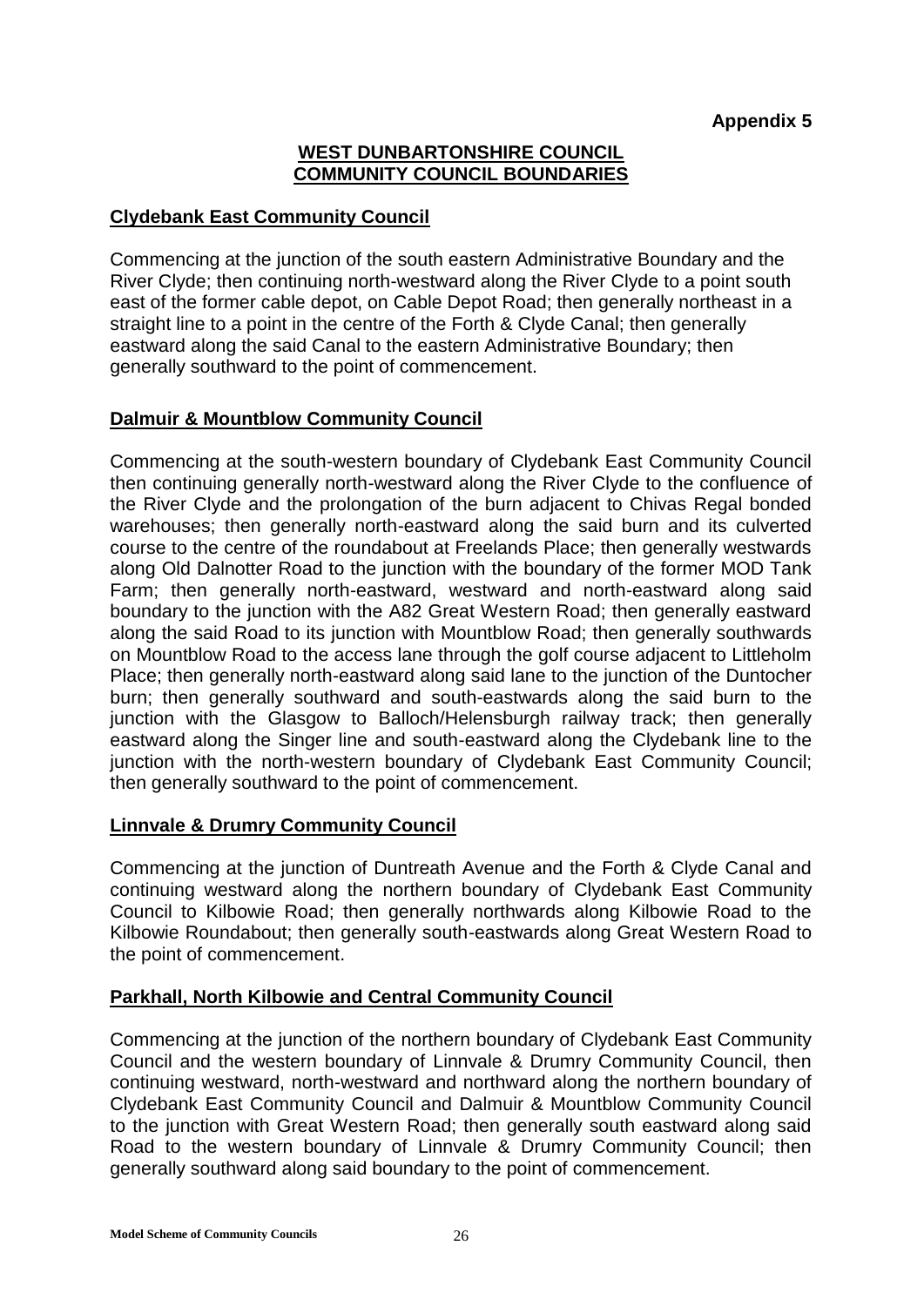**Appendix 5**

## WEST DUNBARTONSHIRE COUNCIL COMMUNITY COUNCIL BOUNDARIES

### Clydebank East Community Council

Commencing at the junction of the south eastern Administrative Boundary and the River Clyde; then continuing north-westward along the River Clyde to a point south east of the former cable depot, on Cable Depot Road; then generally northeast in a straight line to a point in the centre of the Forth & Clyde Canal; then generally eastward along the said Canal to the eastern Administrative Boundary; then generally southward to the point of commencement.

### Dalmuir & Mountblow Community Council

Commencing at the south-western boundary of Clydebank East Community Council then continuing generally north-westward along the River Clyde to the confluence of the River Clyde and the prolongation of the burn adjacent to Chivas Regal bonded warehouses; then generally north-eastward along the said burn and its culverted course to the centre of the roundabout at Freelands Place; then generally westwards along Old Dalnotter Road to the junction with the boundary of the former MOD Tank Farm; then generally north-eastward, westward and north-eastward along said boundary to the junction with the A82 Great Western Road; then generally eastward along the said Road to its junction with Mountblow Road; then generally southwards on Mountblow Road to the access lane through the golf course adjacent to Littleholm Place; then generally north-eastward along said lane to the junction of the Duntocher burn; then generally southward and south-eastwards along the said burn to the junction with the Glasgow to Balloch/Helensburgh railway track; then generally eastward along the Singer line and south-eastward along the Clydebank line to the junction with the north-western boundary of Clydebank East Community Council; then generally southward to the point of commencement.

### Linnvale & Drumry Community Council

Commencing at the junction of Duntreath Avenue and the Forth & Clyde Canal and continuing westward along the northern boundary of Clydebank East Community Council to Kilbowie Road; then generally northwards along Kilbowie Road to the Kilbowie Roundabout; then generally south-eastwards along Great Western Road to the point of commencement.

### Parkhall, North Kilbowie and Central Community Council

Commencing at the junction of the northern boundary of Clydebank East Community Council and the western boundary of Linnvale & Drumry Community Council, then continuing westward, north-westward and northward along the northern boundary of Clydebank East Community Council and Dalmuir & Mountblow Community Council to the junction with Great Western Road; then generally south eastward along said Road to the western boundary of Linnvale & Drumry Community Council; then generally southward along said boundary to the point of commencement.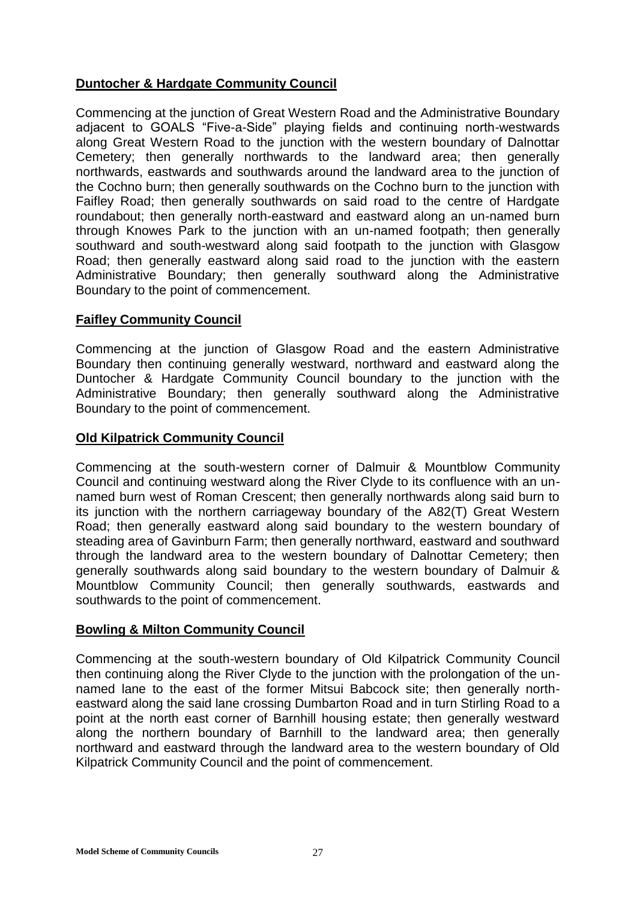**Duntocher & Hardgate Community Council**

Commencing at the junction of Great Western Road and the Administrative Boundary adjacent to GOALS "Five-a-Side" playing fields and continuing north-westwards along Great Western Road to the junction with the western boundary of Dalnottar Cemetery; then generally northwards to the landward area; then generally northwards, eastwards and southwards around the landward area to the junction of the Cochno burn; then generally southwards on the Cochno burn to the junction with Faifley Road; then generally southwards on said road to the centre of Hardgate roundabout; then generally north-eastward and eastward along an un-named burn through Knowes Park to the junction with an un-named footpath; then generally southward and south-westward along said footpath to the junction with Glasgow Road; then generally eastward along said road to the junction with the eastern Administrative Boundary; then generally southward along the Administrative Boundary to the point of commencement.

**Faifley Community Council**

Commencing at the junction of Glasgow Road and the eastern Administrative Boundary then continuing generally westward, northward and eastward along the Duntocher & Hardgate Community Council boundary to the junction with the Administrative Boundary; then generally southward along the Administrative Boundary to the point of commencement.

**Old Kilpatrick Community Council**

Commencing at the south-western corner of Dalmuir & Mountblow Community Council and continuing westward along the River Clyde to its confluence with an un-named burn west of Roman Crescent; then generally northwards along said burn to its junction with the northern carriageway boundary of the A82(T) Great Western Road; then generally eastward along said boundary to the western boundary of steading area of Gavinburn Farm; then generally northward, eastward and southward through the landward area to the western boundary of Dalnottar Cemetery; then generally southwards along said boundary to the western boundary of Dalmuir & Mountblow Community Council; then generally southwards, eastwards and southwards to the point of commencement.

**Bowling & Milton Community Council**

Commencing at the south-western boundary of Old Kilpatrick Community Council then continuing along the River Clyde to the junction with the prolongation of the un-named lane to the east of the former Mitsui Babcock site; then generally north-eastward along the said lane crossing Dumbarton Road and in turn Stirling Road to a point at the north east corner of Barnhill housing estate; then generally westward along the northern boundary of Barnhill to the landward area; then generally northward and eastward through the landward area to the western boundary of Old Kilpatrick Community Council and the point of commencement.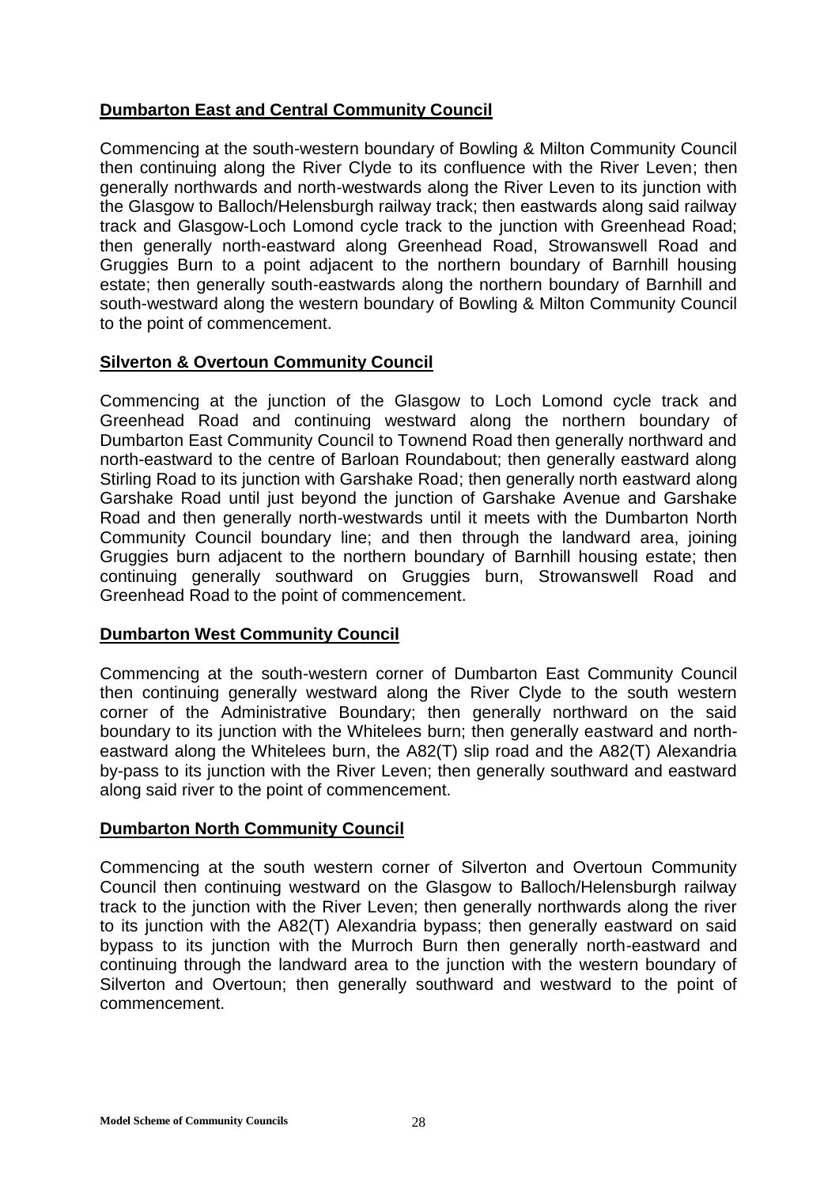**Dumbarton East and Central Community Council**

Commencing at the south-western boundary of Bowling & Milton Community Council then continuing along the River Clyde to its confluence with the River Leven; then generally northwards and north-westwards along the River Leven to its junction with the Glasgow to Balloch/Helensburgh railway track; then eastwards along said railway track and Glasgow-Loch Lomond cycle track to the junction with Greenhead Road; then generally north-eastward along Greenhead Road, Strowanswell Road and Gruggies Burn to a point adjacent to the northern boundary of Barnhill housing estate; then generally south-eastwards along the northern boundary of Barnhill and south-westward along the western boundary of Bowling & Milton Community Council to the point of commencement.

**Silverton & Overtoun Community Council**

Commencing at the junction of the Glasgow to Loch Lomond cycle track and Greenhead Road and continuing westward along the northern boundary of Dumbarton East Community Council to Townend Road then generally northward and north-eastward to the centre of Barloan Roundabout; then generally eastward along Stirling Road to its junction with Garshake Road; then generally north eastward along Garshake Road until just beyond the junction of Garshake Avenue and Garshake Road and then generally north-westwards until it meets with the Dumbarton North Community Council boundary line; and then through the landward area, joining Gruggies burn adjacent to the northern boundary of Barnhill housing estate; then continuing generally southward on Gruggies burn, Strowanswell Road and Greenhead Road to the point of commencement.

**Dumbarton West Community Council**

Commencing at the south-western corner of Dumbarton East Community Council then continuing generally westward along the River Clyde to the south western corner of the Administrative Boundary; then generally northward on the said boundary to its junction with the Whitelees burn; then generally eastward and north-eastward along the Whitelees burn, the A82(T) slip road and the A82(T) Alexandria by-pass to its junction with the River Leven; then generally southward and eastward along said river to the point of commencement.

**Dumbarton North Community Council**

Commencing at the south western corner of Silverton and Overtoun Community Council then continuing westward on the Glasgow to Balloch/Helensburgh railway track to the junction with the River Leven; then generally northwards along the river to its junction with the A82(T) Alexandria bypass; then generally eastward on said bypass to its junction with the Murroch Burn then generally north-eastward and continuing through the landward area to the junction with the western boundary of Silverton and Overtoun; then generally southward and westward to the point of commencement.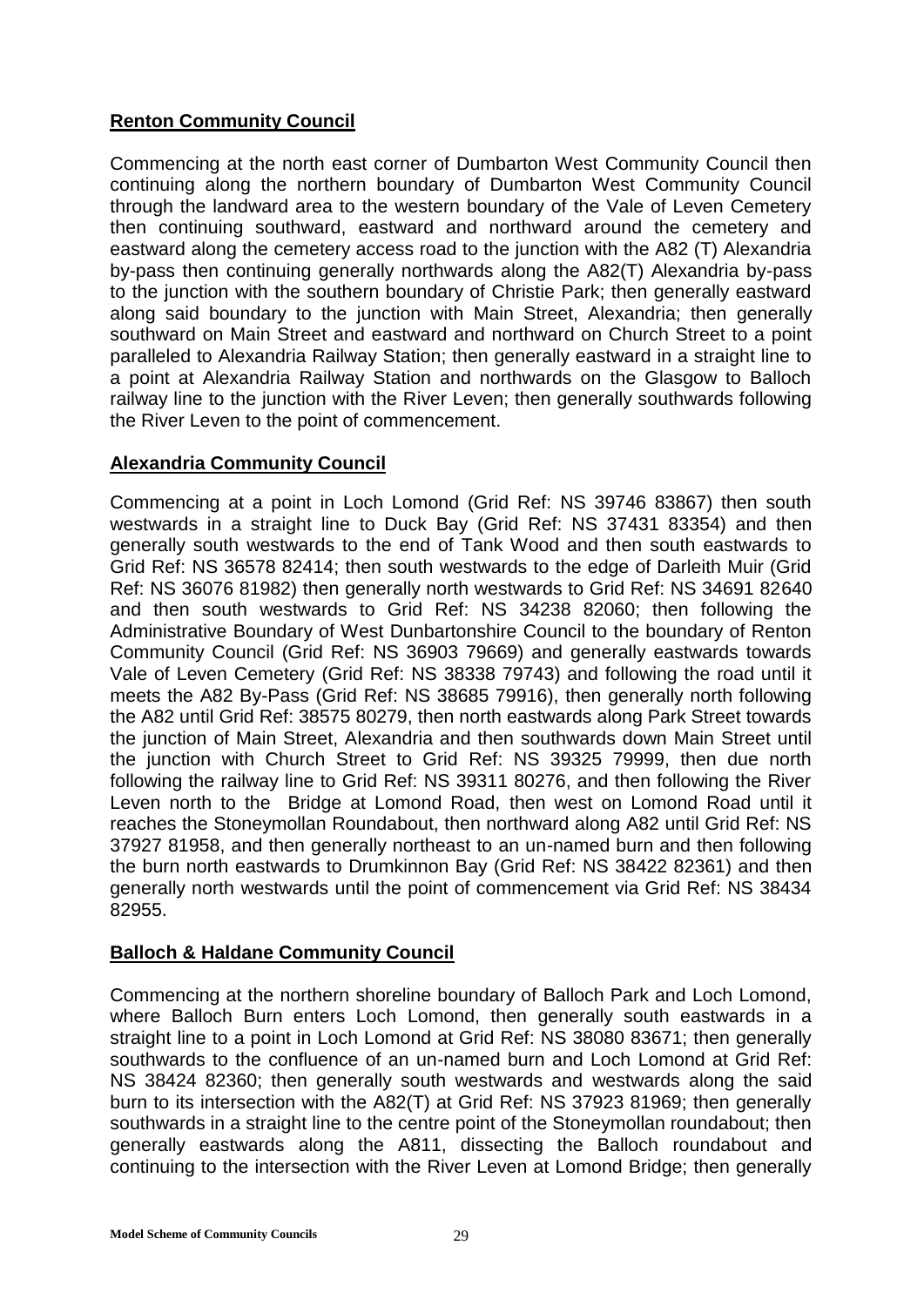## Renton Community Council

Commencing at the north east corner of Dumbarton West Community Council then continuing along the northern boundary of Dumbarton West Community Council through the landward area to the western boundary of the Vale of Leven Cemetery then continuing southward, eastward and northward around the cemetery and eastward along the cemetery access road to the junction with the A82 (T) Alexandria by-pass then continuing generally northwards along the A82(T) Alexandria by-pass to the junction with the southern boundary of Christie Park; then generally eastward along said boundary to the junction with Main Street, Alexandria; then generally southward on Main Street and eastward and northward on Church Street to a point paralleled to Alexandria Railway Station; then generally eastward in a straight line to a point at Alexandria Railway Station and northwards on the Glasgow to Balloch railway line to the junction with the River Leven; then generally southwards following the River Leven to the point of commencement.

## Alexandria Community Council

Commencing at a point in Loch Lomond (Grid Ref: NS 39746 83867) then south westwards in a straight line to Duck Bay (Grid Ref: NS 37431 83354) and then generally south westwards to the end of Tank Wood and then south eastwards to Grid Ref: NS 36578 82414; then south westwards to the edge of Darleith Muir (Grid Ref: NS 36076 81982) then generally north westwards to Grid Ref: NS 34691 82640 and then south westwards to Grid Ref: NS 34238 82060; then following the Administrative Boundary of West Dunbartonshire Council to the boundary of Renton Community Council (Grid Ref: NS 36903 79669) and generally eastwards towards Vale of Leven Cemetery (Grid Ref: NS 38338 79743) and following the road until it meets the A82 By-Pass (Grid Ref: NS 38685 79916), then generally north following the A82 until Grid Ref: 38575 80279, then north eastwards along Park Street towards the junction of Main Street, Alexandria and then southwards down Main Street until the junction with Church Street to Grid Ref: NS 39325 79999, then due north following the railway line to Grid Ref: NS 39311 80276, and then following the River Leven north to the Bridge at Lomond Road, then west on Lomond Road until it reaches the Stoneymollan Roundabout, then northward along A82 until Grid Ref: NS 37927 81958, and then generally northeast to an un-named burn and then following the burn north eastwards to Drumkinnon Bay (Grid Ref: NS 38422 82361) and then generally north westwards until the point of commencement via Grid Ref: NS 38434 82955.

## Balloch & Haldane Community Council

Commencing at the northern shoreline boundary of Balloch Park and Loch Lomond, where Balloch Burn enters Loch Lomond, then generally south eastwards in a straight line to a point in Loch Lomond at Grid Ref: NS 38080 83671; then generally southwards to the confluence of an un-named burn and Loch Lomond at Grid Ref: NS 38424 82360; then generally south westwards and westwards along the said burn to its intersection with the A82(T) at Grid Ref: NS 37923 81969; then generally southwards in a straight line to the centre point of the Stoneymollan roundabout; then generally eastwards along the A811, dissecting the Balloch roundabout and continuing to the intersection with the River Leven at Lomond Bridge; then generally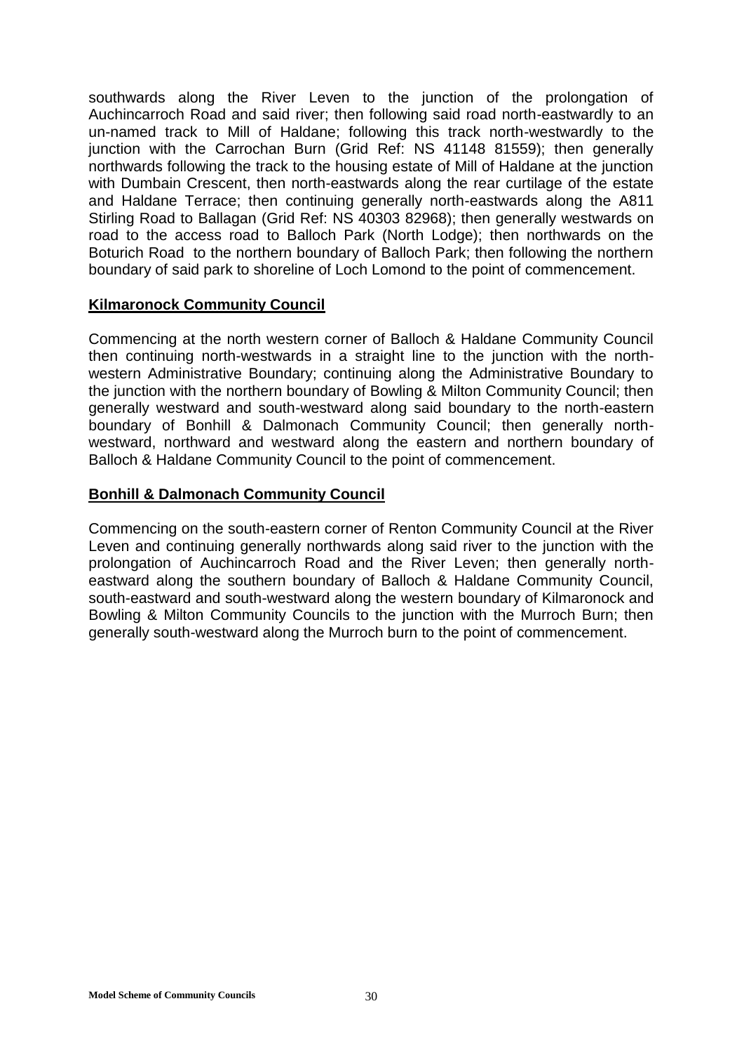southwards along the River Leven to the junction of the prolongation of Auchincarroch Road and said river; then following said road north-eastwardly to an un-named track to Mill of Haldane; following this track north-westwardly to the junction with the Carrochan Burn (Grid Ref: NS 41148 81559); then generally northwards following the track to the housing estate of Mill of Haldane at the junction with Dumbain Crescent, then north-eastwards along the rear curtilage of the estate and Haldane Terrace; then continuing generally north-eastwards along the A811 Stirling Road to Ballagan (Grid Ref: NS 40303 82968); then generally westwards on road to the access road to Balloch Park (North Lodge); then northwards on the Boturich Road to the northern boundary of Balloch Park; then following the northern boundary of said park to shoreline of Loch Lomond to the point of commencement.

**Kilmaronock Community Council**

Commencing at the north western corner of Balloch & Haldane Community Council then continuing north-westwards in a straight line to the junction with the north-western Administrative Boundary; continuing along the Administrative Boundary to the junction with the northern boundary of Bowling & Milton Community Council; then generally westward and south-westward along said boundary to the north-eastern boundary of Bonhill & Dalmonach Community Council; then generally north-westward, northward and westward along the eastern and northern boundary of Balloch & Haldane Community Council to the point of commencement.

**Bonhill & Dalmonach Community Council**

Commencing on the south-eastern corner of Renton Community Council at the River Leven and continuing generally northwards along said river to the junction with the prolongation of Auchincarroch Road and the River Leven; then generally north-eastward along the southern boundary of Balloch & Haldane Community Council, south-eastward and south-westward along the western boundary of Kilmaronock and Bowling & Milton Community Councils to the junction with the Murroch Burn; then generally south-westward along the Murroch burn to the point of commencement.